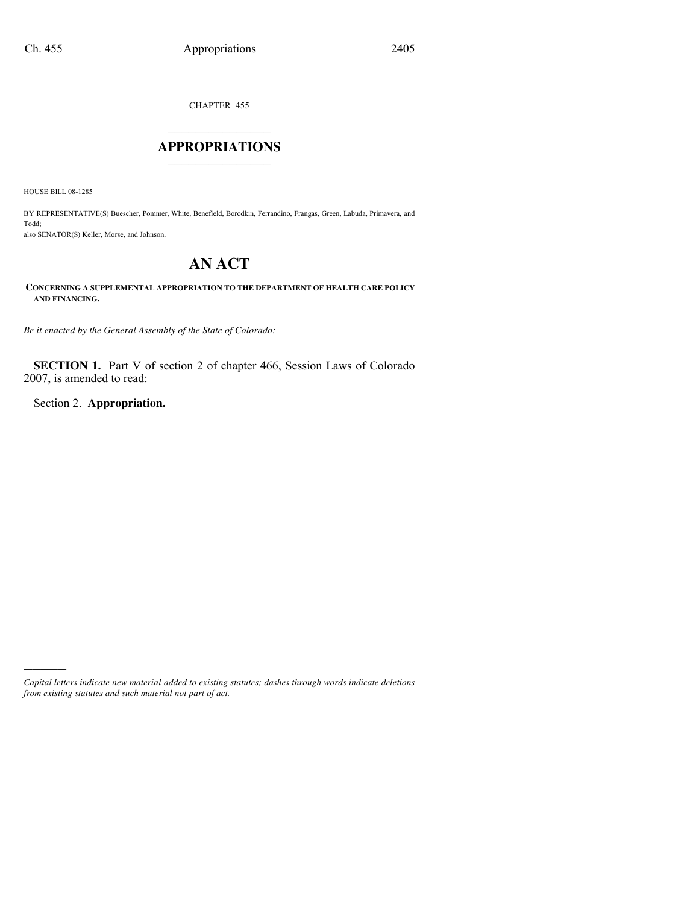CHAPTER 455

# APPROPRIATIONS

HOUSE BILL 08-1285

BY REPRESENTATIVE(S) Buescher, Pommer, White, Benefield, Borodkin, Ferrandino, Frangas, Green, Labuda, Primavera, and Todd;
also SENATOR(S) Keller, Morse, and Johnson.

# AN ACT

**CONCERNING A SUPPLEMENTAL APPROPRIATION TO THE DEPARTMENT OF HEALTH CARE POLICY AND FINANCING.**

*Be it enacted by the General Assembly of the State of Colorado:*

**SECTION 1.** Part V of section 2 of chapter 466, Session Laws of Colorado 2007, is amended to read:

Section 2. **Appropriation.**

---

*Capital letters indicate new material added to existing statutes; dashes through words indicate deletions from existing statutes and such material not part of act.*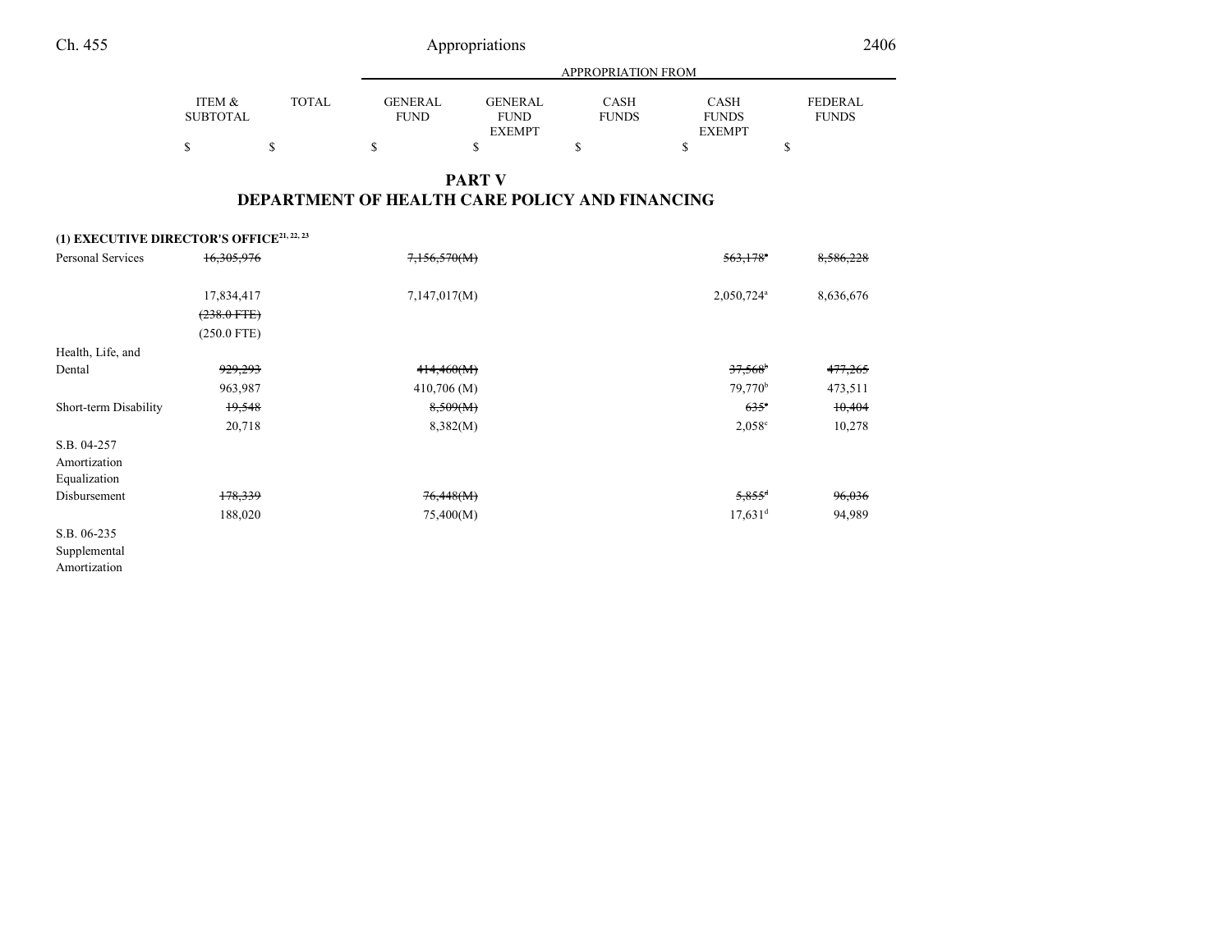| | ITEM & SUBTOTAL | TOTAL | GENERAL FUND | GENERAL FUND EXEMPT | CASH FUNDS | CASH FUNDS EXEMPT | FEDERAL FUNDS |
|---|---|---|---|---|---|---|---|
| | $ | $ | $ | $ | $ | $ | $ |

## PART V
## DEPARTMENT OF HEALTH CARE POLICY AND FINANCING

**(1) EXECUTIVE DIRECTOR'S OFFICE**[21, 22, 23]

| | ITEM & SUBTOTAL | TOTAL | GENERAL FUND | GENERAL FUND EXEMPT | CASH FUNDS | CASH FUNDS EXEMPT | FEDERAL FUNDS |
|---|---|---|---|---|---|---|---|
| Personal Services | ~~16,305,976~~ | | ~~7,156,570(M)~~ | | | ~~563,178~~[a] | ~~8,586,228~~ |
| | 17,834,417 | | 7,147,017(M) | | | 2,050,724[a] | 8,636,676 |
| | ~~(238.0 FTE)~~ | | | | | | |
| | (250.0 FTE) | | | | | | |
| Health, Life, and Dental | ~~929,293~~ | | ~~414,460(M)~~ | | | ~~37,568~~[b] | ~~477,265~~ |
| | 963,987 | | 410,706 (M) | | | 79,770[b] | 473,511 |
| Short-term Disability | ~~19,548~~ | | ~~8,509(M)~~ | | | ~~635~~[c] | ~~10,404~~ |
| | 20,718 | | 8,382(M) | | | 2,058[c] | 10,278 |
| S.B. 04-257 Amortization Equalization Disbursement | ~~178,339~~ | | ~~76,448(M)~~ | | | ~~5,855~~[d] | ~~96,036~~ |
| | 188,020 | | 75,400(M) | | | 17,631[d] | 94,989 |
| S.B. 06-235 Supplemental Amortization | | | | | | | |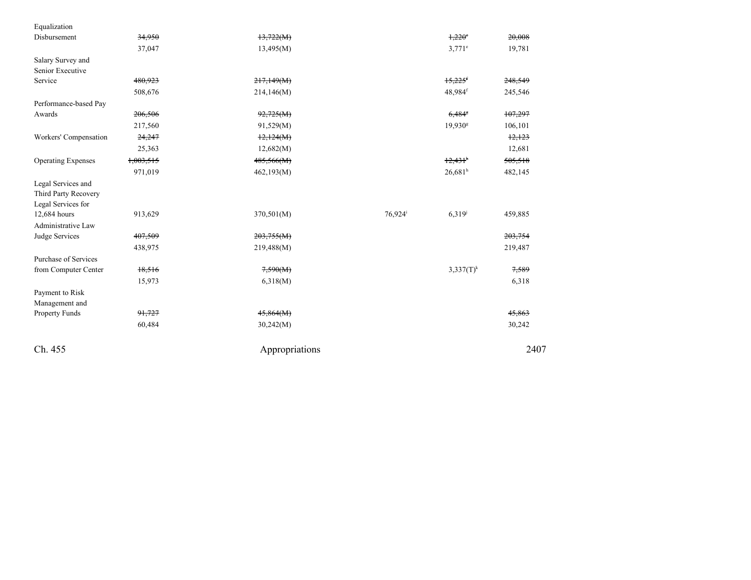| | | | | | |
|---|---|---|---|---|---|
| Equalization Disbursement | ~~34,950~~ | ~~13,722(M)~~ | | ~~1,220~~[e] | ~~20,008~~ |
| | 37,047 | 13,495(M) | | 3,771[e] | 19,781 |
| Salary Survey and Senior Executive Service | ~~480,923~~ | ~~217,149(M)~~ | | ~~15,225~~[f] | ~~248,549~~ |
| | 508,676 | 214,146(M) | | 48,984[f] | 245,546 |
| Performance-based Pay Awards | ~~206,506~~ | ~~92,725(M)~~ | | ~~6,484~~[g] | ~~107,297~~ |
| | 217,560 | 91,529(M) | | 19,930[g] | 106,101 |
| Workers' Compensation | ~~24,247~~ | ~~12,124(M)~~ | | | ~~12,123~~ |
| | 25,363 | 12,682(M) | | | 12,681 |
| Operating Expenses | ~~1,003,515~~ | ~~485,566(M)~~ | | ~~12,431~~[h] | ~~505,518~~ |
| | 971,019 | 462,193(M) | | 26,681[h] | 482,145 |
| Legal Services and Third Party Recovery Legal Services for 12,684 hours | 913,629 | 370,501(M) | 76,924[i] | 6,319[j] | 459,885 |
| Administrative Law Judge Services | ~~407,509~~ | ~~203,755(M)~~ | | | ~~203,754~~ |
| | 438,975 | 219,488(M) | | | 219,487 |
| Purchase of Services from Computer Center | ~~18,516~~ | ~~7,590(M)~~ | | 3,337(T)[k] | ~~7,589~~ |
| | 15,973 | 6,318(M) | | | 6,318 |
| Payment to Risk Management and Property Funds | ~~91,727~~ | ~~45,864(M)~~ | | | ~~45,863~~ |
| | 60,484 | 30,242(M) | | | 30,242 |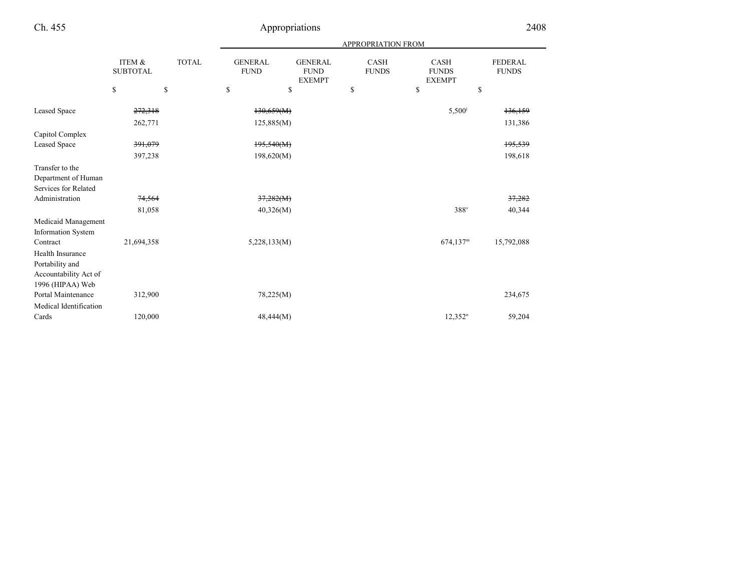| | ITEM & SUBTOTAL | TOTAL | GENERAL FUND | GENERAL FUND EXEMPT | CASH FUNDS | CASH FUNDS EXEMPT | FEDERAL FUNDS |
|---|---|---|---|---|---|---|---|
| | | | APPROPRIATION FROM | | | | |
| | $ | $ | $ | $ | $ | $ | $ |
| Leased Space | ~~272,318~~ | | ~~130,659(M)~~ | | | 5,500[l] | ~~136,159~~ |
| | 262,771 | | 125,885(M) | | | | 131,386 |
| Capitol Complex Leased Space | ~~391,079~~ | | ~~195,540(M)~~ | | | | ~~195,539~~ |
| | 397,238 | | 198,620(M) | | | | 198,618 |
| Transfer to the Department of Human Services for Related Administration | ~~74,564~~ | | ~~37,282(M)~~ | | | | ~~37,282~~ |
| | 81,058 | | 40,326(M) | | | 388[v] | 40,344 |
| Medicaid Management Information System Contract | 21,694,358 | | 5,228,133(M) | | | 674,137[m] | 15,792,088 |
| Health Insurance Portability and Accountability Act of 1996 (HIPAA) Web Portal Maintenance | 312,900 | | 78,225(M) | | | | 234,675 |
| Medical Identification Cards | 120,000 | | 48,444(M) | | | 12,352[n] | 59,204 |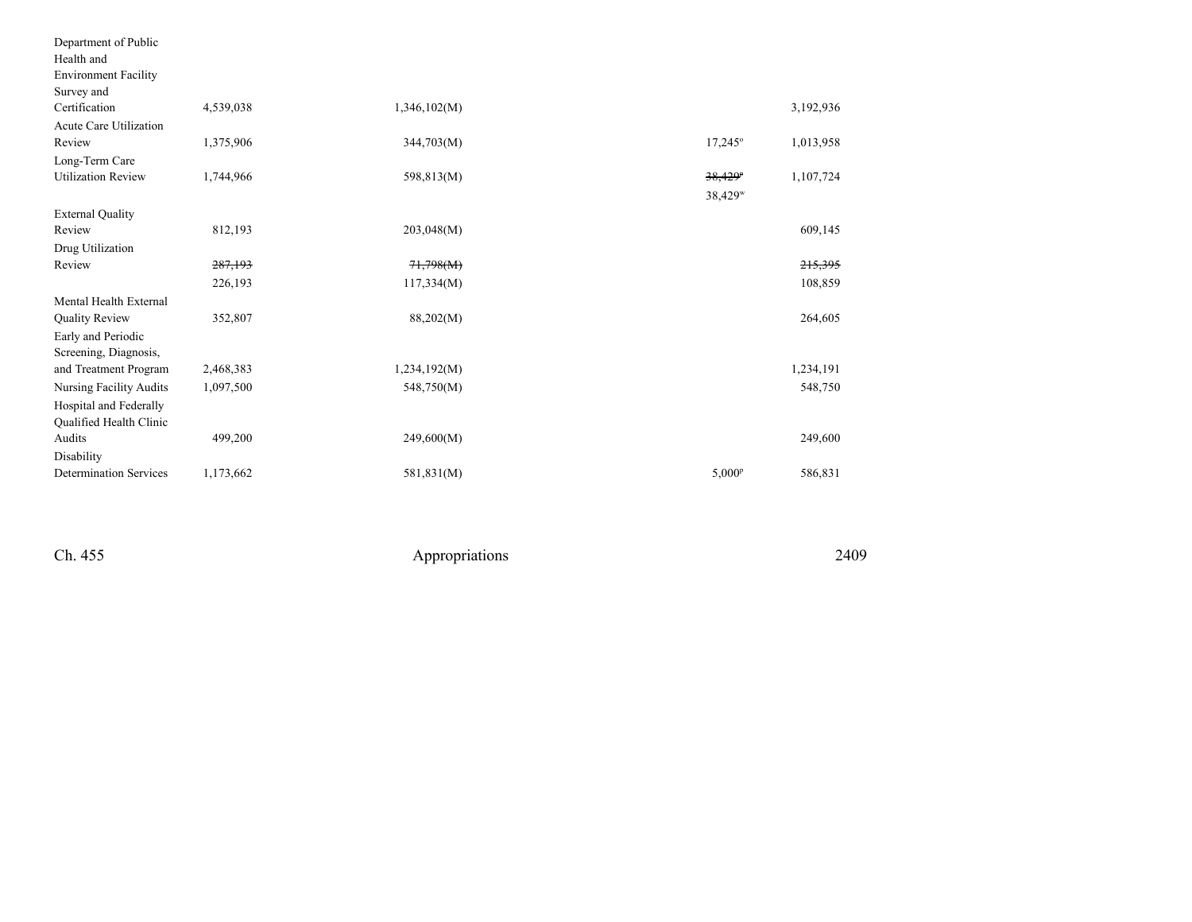| | | | | | | |
|---|---|---|---|---|---|---|
| Department of Public Health and Environment Facility Survey and Certification | 4,539,038 | 1,346,102(M) | | | | 3,192,936 |
| Acute Care Utilization Review | 1,375,906 | 344,703(M) | | | 17,245[o] | 1,013,958 |
| Long-Term Care Utilization Review | 1,744,966 | 598,813(M) | | | ~~38,429[p]~~ 38,429[w] | 1,107,724 |
| External Quality Review | 812,193 | 203,048(M) | | | | 609,145 |
| Drug Utilization Review | ~~287,193~~ 226,193 | ~~71,798(M)~~ 117,334(M) | | | | ~~215,395~~ 108,859 |
| Mental Health External Quality Review | 352,807 | 88,202(M) | | | | 264,605 |
| Early and Periodic Screening, Diagnosis, and Treatment Program | 2,468,383 | 1,234,192(M) | | | | 1,234,191 |
| Nursing Facility Audits | 1,097,500 | 548,750(M) | | | | 548,750 |
| Hospital and Federally Qualified Health Clinic Audits | 499,200 | 249,600(M) | | | | 249,600 |
| Disability Determination Services | 1,173,662 | 581,831(M) | | | 5,000[p] | 586,831 |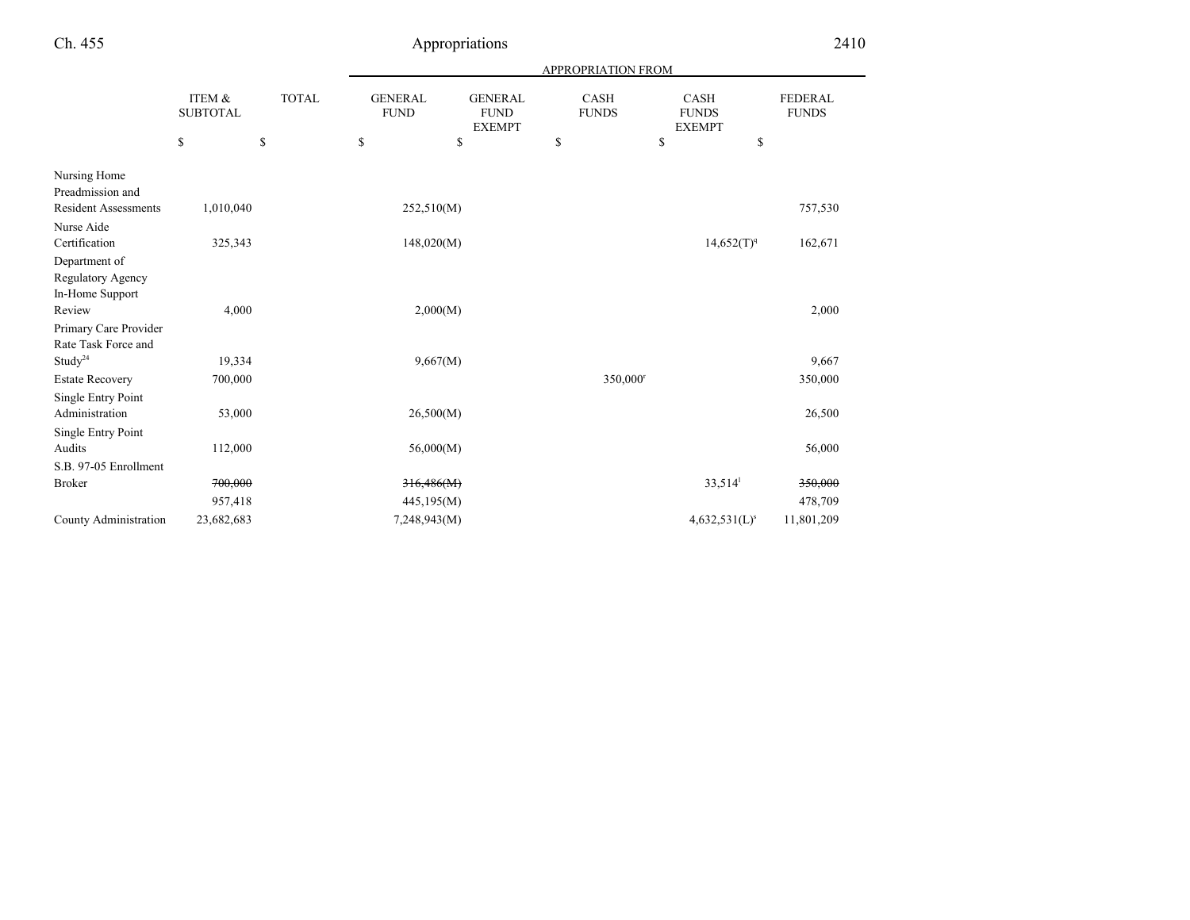| | ITEM & SUBTOTAL | TOTAL | APPROPRIATION FROM GENERAL FUND | GENERAL FUND EXEMPT | CASH FUNDS | CASH FUNDS EXEMPT | FEDERAL FUNDS |
|---|---|---|---|---|---|---|---|
| | $ | $ | $ | $ | $ | $ | $ |
| Nursing Home Preadmission and Resident Assessments | 1,010,040 | | 252,510(M) | | | | 757,530 |
| Nurse Aide Certification | 325,343 | | 148,020(M) | | | 14,652(T)[q] | 162,671 |
| Department of Regulatory Agency In-Home Support Review | 4,000 | | 2,000(M) | | | | 2,000 |
| Primary Care Provider Rate Task Force and Study[24] | 19,334 | | 9,667(M) | | | | 9,667 |
| Estate Recovery | 700,000 | | | | 350,000[r] | | 350,000 |
| Single Entry Point Administration | 53,000 | | 26,500(M) | | | | 26,500 |
| Single Entry Point Audits | 112,000 | | 56,000(M) | | | | 56,000 |
| S.B. 97-05 Enrollment Broker | ~~700,000~~ 957,418 | | ~~316,486(M)~~ 445,195(M) | | | 33,514[t] | ~~350,000~~ 478,709 |
| County Administration | 23,682,683 | | 7,248,943(M) | | | 4,632,531(L)[s] | 11,801,209 |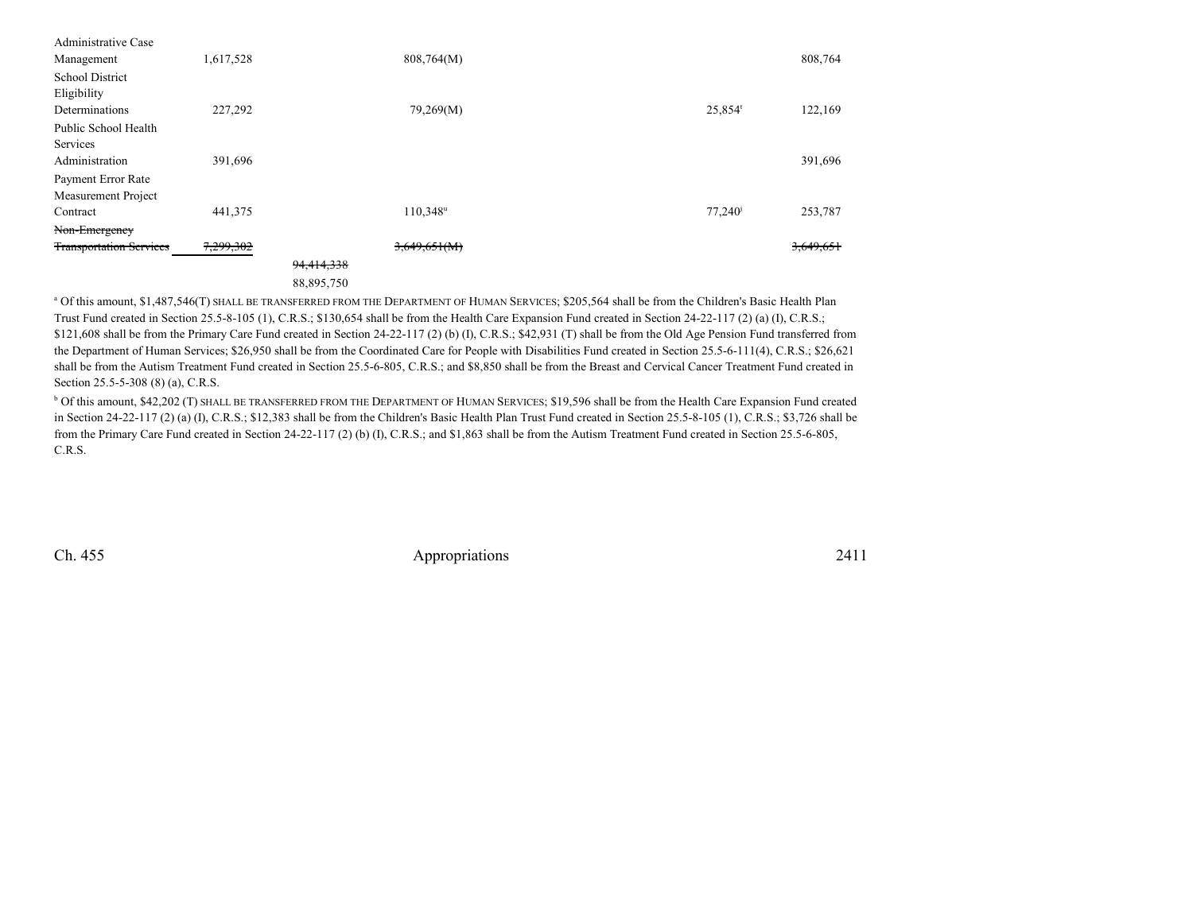| | | | | | | |
|---|---|---|---|---|---|---|
| Administrative Case Management | 1,617,528 | | 808,764(M) | | | 808,764 |
| School District Eligibility Determinations | 227,292 | | 79,269(M) | | 25,854[t] | 122,169 |
| Public School Health Services Administration | 391,696 | | | | | 391,696 |
| Payment Error Rate Measurement Project Contract | 441,375 | | 110,348[u] | | 77,240[j] | 253,787 |
| ~~Non-Emergency Transportation Services~~ | ~~7,299,302~~ | | ~~3,649,651(M)~~ | | | ~~3,649,651~~ |
| | | ~~94,414,338~~ | | | | |
| | | 88,895,750 | | | | |

[a] Of this amount, $1,487,546(T) SHALL BE TRANSFERRED FROM THE DEPARTMENT OF HUMAN SERVICES; $205,564 shall be from the Children's Basic Health Plan Trust Fund created in Section 25.5-8-105 (1), C.R.S.; $130,654 shall be from the Health Care Expansion Fund created in Section 24-22-117 (2) (a) (I), C.R.S.; $121,608 shall be from the Primary Care Fund created in Section 24-22-117 (2) (b) (I), C.R.S.; $42,931 (T) shall be from the Old Age Pension Fund transferred from the Department of Human Services; $26,950 shall be from the Coordinated Care for People with Disabilities Fund created in Section 25.5-6-111(4), C.R.S.; $26,621 shall be from the Autism Treatment Fund created in Section 25.5-6-805, C.R.S.; and $8,850 shall be from the Breast and Cervical Cancer Treatment Fund created in Section 25.5-5-308 (8) (a), C.R.S.

[b] Of this amount, $42,202 (T) SHALL BE TRANSFERRED FROM THE DEPARTMENT OF HUMAN SERVICES; $19,596 shall be from the Health Care Expansion Fund created in Section 24-22-117 (2) (a) (I), C.R.S.; $12,383 shall be from the Children's Basic Health Plan Trust Fund created in Section 25.5-8-105 (1), C.R.S.; $3,726 shall be from the Primary Care Fund created in Section 24-22-117 (2) (b) (I), C.R.S.; and $1,863 shall be from the Autism Treatment Fund created in Section 25.5-6-805, C.R.S.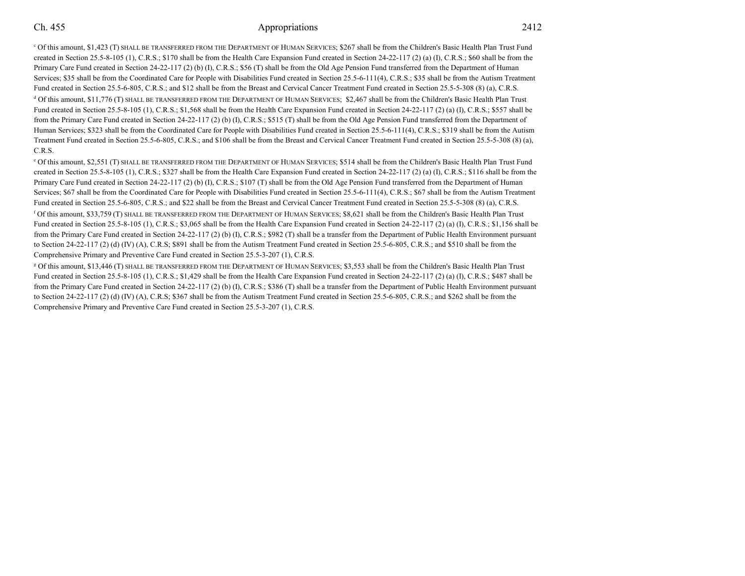[c] Of this amount, $1,423 (T) SHALL BE TRANSFERRED FROM THE DEPARTMENT OF HUMAN SERVICES; $267 shall be from the Children's Basic Health Plan Trust Fund created in Section 25.5-8-105 (1), C.R.S.; $170 shall be from the Health Care Expansion Fund created in Section 24-22-117 (2) (a) (I), C.R.S.; $60 shall be from the Primary Care Fund created in Section 24-22-117 (2) (b) (I), C.R.S.; $56 (T) shall be from the Old Age Pension Fund transferred from the Department of Human Services; $35 shall be from the Coordinated Care for People with Disabilities Fund created in Section 25.5-6-111(4), C.R.S.; $35 shall be from the Autism Treatment Fund created in Section 25.5-6-805, C.R.S.; and $12 shall be from the Breast and Cervical Cancer Treatment Fund created in Section 25.5-5-308 (8) (a), C.R.S.

[d] Of this amount, $11,776 (T) SHALL BE TRANSFERRED FROM THE DEPARTMENT OF HUMAN SERVICES; $2,467 shall be from the Children's Basic Health Plan Trust Fund created in Section 25.5-8-105 (1), C.R.S.; $1,568 shall be from the Health Care Expansion Fund created in Section 24-22-117 (2) (a) (I), C.R.S.; $557 shall be from the Primary Care Fund created in Section 24-22-117 (2) (b) (I), C.R.S.; $515 (T) shall be from the Old Age Pension Fund transferred from the Department of Human Services; $323 shall be from the Coordinated Care for People with Disabilities Fund created in Section 25.5-6-111(4), C.R.S.; $319 shall be from the Autism Treatment Fund created in Section 25.5-6-805, C.R.S.; and $106 shall be from the Breast and Cervical Cancer Treatment Fund created in Section 25.5-5-308 (8) (a), C.R.S.

[e] Of this amount, $2,551 (T) SHALL BE TRANSFERRED FROM THE DEPARTMENT OF HUMAN SERVICES; $514 shall be from the Children's Basic Health Plan Trust Fund created in Section 25.5-8-105 (1), C.R.S.; $327 shall be from the Health Care Expansion Fund created in Section 24-22-117 (2) (a) (I), C.R.S.; $116 shall be from the Primary Care Fund created in Section 24-22-117 (2) (b) (I), C.R.S.; $107 (T) shall be from the Old Age Pension Fund transferred from the Department of Human Services; $67 shall be from the Coordinated Care for People with Disabilities Fund created in Section 25.5-6-111(4), C.R.S.; $67 shall be from the Autism Treatment Fund created in Section 25.5-6-805, C.R.S.; and $22 shall be from the Breast and Cervical Cancer Treatment Fund created in Section 25.5-5-308 (8) (a), C.R.S.

[f] Of this amount, $33,759 (T) SHALL BE TRANSFERRED FROM THE DEPARTMENT OF HUMAN SERVICES; $8,621 shall be from the Children's Basic Health Plan Trust Fund created in Section 25.5-8-105 (1), C.R.S.; $3,065 shall be from the Health Care Expansion Fund created in Section 24-22-117 (2) (a) (I), C.R.S.; $1,156 shall be from the Primary Care Fund created in Section 24-22-117 (2) (b) (I), C.R.S.; $982 (T) shall be a transfer from the Department of Public Health Environment pursuant to Section 24-22-117 (2) (d) (IV) (A), C.R.S; $891 shall be from the Autism Treatment Fund created in Section 25.5-6-805, C.R.S.; and $510 shall be from the Comprehensive Primary and Preventive Care Fund created in Section 25.5-3-207 (1), C.R.S.

[g] Of this amount, $13,446 (T) SHALL BE TRANSFERRED FROM THE DEPARTMENT OF HUMAN SERVICES; $3,553 shall be from the Children's Basic Health Plan Trust Fund created in Section 25.5-8-105 (1), C.R.S.; $1,429 shall be from the Health Care Expansion Fund created in Section 24-22-117 (2) (a) (I), C.R.S.; $487 shall be from the Primary Care Fund created in Section 24-22-117 (2) (b) (I), C.R.S.; $386 (T) shall be a transfer from the Department of Public Health Environment pursuant to Section 24-22-117 (2) (d) (IV) (A), C.R.S; $367 shall be from the Autism Treatment Fund created in Section 25.5-6-805, C.R.S.; and $262 shall be from the Comprehensive Primary and Preventive Care Fund created in Section 25.5-3-207 (1), C.R.S.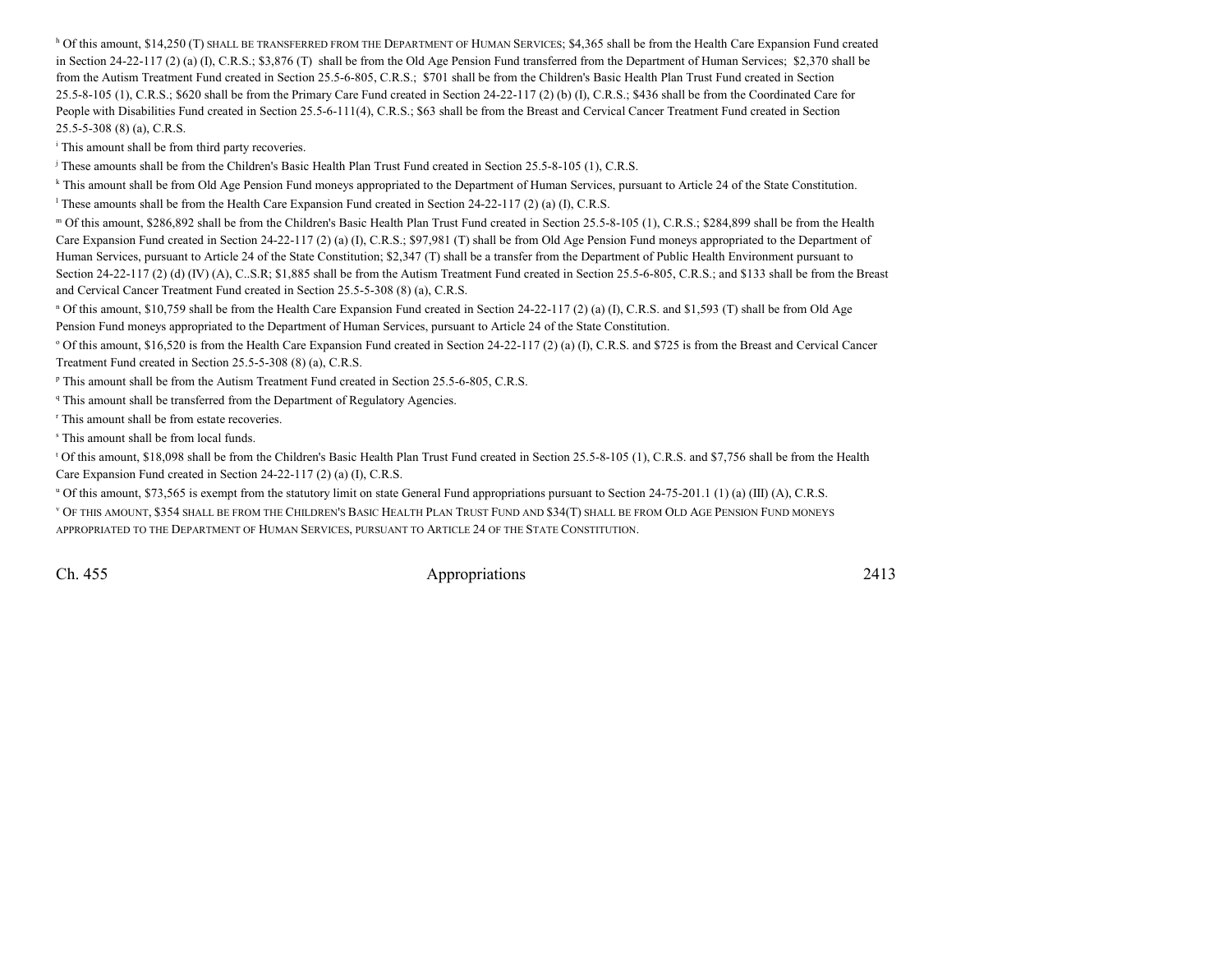[h] Of this amount, $14,250 (T) SHALL BE TRANSFERRED FROM THE DEPARTMENT OF HUMAN SERVICES; $4,365 shall be from the Health Care Expansion Fund created in Section 24-22-117 (2) (a) (I), C.R.S.; $3,876 (T) shall be from the Old Age Pension Fund transferred from the Department of Human Services; $2,370 shall be from the Autism Treatment Fund created in Section 25.5-6-805, C.R.S.; $701 shall be from the Children's Basic Health Plan Trust Fund created in Section 25.5-8-105 (1), C.R.S.; $620 shall be from the Primary Care Fund created in Section 24-22-117 (2) (b) (I), C.R.S.; $436 shall be from the Coordinated Care for People with Disabilities Fund created in Section 25.5-6-111(4), C.R.S.; $63 shall be from the Breast and Cervical Cancer Treatment Fund created in Section 25.5-5-308 (8) (a), C.R.S.

[i] This amount shall be from third party recoveries.

[j] These amounts shall be from the Children's Basic Health Plan Trust Fund created in Section 25.5-8-105 (1), C.R.S.

[k] This amount shall be from Old Age Pension Fund moneys appropriated to the Department of Human Services, pursuant to Article 24 of the State Constitution.

[l] These amounts shall be from the Health Care Expansion Fund created in Section 24-22-117 (2) (a) (I), C.R.S.

[m] Of this amount, $286,892 shall be from the Children's Basic Health Plan Trust Fund created in Section 25.5-8-105 (1), C.R.S.; $284,899 shall be from the Health Care Expansion Fund created in Section 24-22-117 (2) (a) (I), C.R.S.; $97,981 (T) shall be from Old Age Pension Fund moneys appropriated to the Department of Human Services, pursuant to Article 24 of the State Constitution; $2,347 (T) shall be a transfer from the Department of Public Health Environment pursuant to Section 24-22-117 (2) (d) (IV) (A), C..S.R; $1,885 shall be from the Autism Treatment Fund created in Section 25.5-6-805, C.R.S.; and $133 shall be from the Breast and Cervical Cancer Treatment Fund created in Section 25.5-5-308 (8) (a), C.R.S.

[n] Of this amount, $10,759 shall be from the Health Care Expansion Fund created in Section 24-22-117 (2) (a) (I), C.R.S. and $1,593 (T) shall be from Old Age Pension Fund moneys appropriated to the Department of Human Services, pursuant to Article 24 of the State Constitution.

[o] Of this amount, $16,520 is from the Health Care Expansion Fund created in Section 24-22-117 (2) (a) (I), C.R.S. and $725 is from the Breast and Cervical Cancer Treatment Fund created in Section 25.5-5-308 (8) (a), C.R.S.

[p] This amount shall be from the Autism Treatment Fund created in Section 25.5-6-805, C.R.S.

[q] This amount shall be transferred from the Department of Regulatory Agencies.

[r] This amount shall be from estate recoveries.

[s] This amount shall be from local funds.

[t] Of this amount, $18,098 shall be from the Children's Basic Health Plan Trust Fund created in Section 25.5-8-105 (1), C.R.S. and $7,756 shall be from the Health Care Expansion Fund created in Section 24-22-117 (2) (a) (I), C.R.S.

[u] Of this amount, $73,565 is exempt from the statutory limit on state General Fund appropriations pursuant to Section 24-75-201.1 (1) (a) (III) (A), C.R.S.

[v] OF THIS AMOUNT, $354 SHALL BE FROM THE CHILDREN'S BASIC HEALTH PLAN TRUST FUND AND $34(T) SHALL BE FROM OLD AGE PENSION FUND MONEYS APPROPRIATED TO THE DEPARTMENT OF HUMAN SERVICES, PURSUANT TO ARTICLE 24 OF THE STATE CONSTITUTION.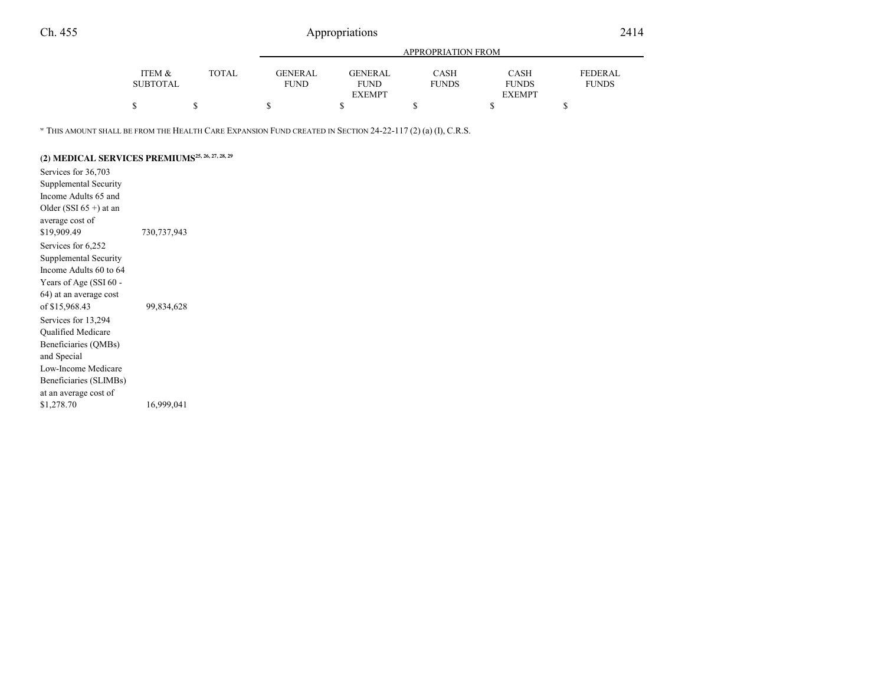| | ITEM & SUBTOTAL | TOTAL | APPROPRIATION FROM | | | | |
|---|---|---|---|---|---|---|---|
| | | | GENERAL FUND | GENERAL FUND EXEMPT | CASH FUNDS | CASH FUNDS EXEMPT | FEDERAL FUNDS |
| | $ | $ | $ | $ | $ | $ | $ |

[w] THIS AMOUNT SHALL BE FROM THE HEALTH CARE EXPANSION FUND CREATED IN SECTION 24-22-117 (2) (a) (I), C.R.S.

**(2) MEDICAL SERVICES PREMIUMS[25, 26, 27, 28, 29]**

| | ITEM & SUBTOTAL | TOTAL | GENERAL FUND | GENERAL FUND EXEMPT | CASH FUNDS | CASH FUNDS EXEMPT | FEDERAL FUNDS |
|---|---|---|---|---|---|---|---|
| Services for 36,703 Supplemental Security Income Adults 65 and Older (SSI 65 +) at an average cost of $19,909.49 | 730,737,943 | | | | | | |
| Services for 6,252 Supplemental Security Income Adults 60 to 64 Years of Age (SSI 60 - 64) at an average cost of $15,968.43 | 99,834,628 | | | | | | |
| Services for 13,294 Qualified Medicare Beneficiaries (QMBs) and Special Low-Income Medicare Beneficiaries (SLIMBs) at an average cost of $1,278.70 | 16,999,041 | | | | | | |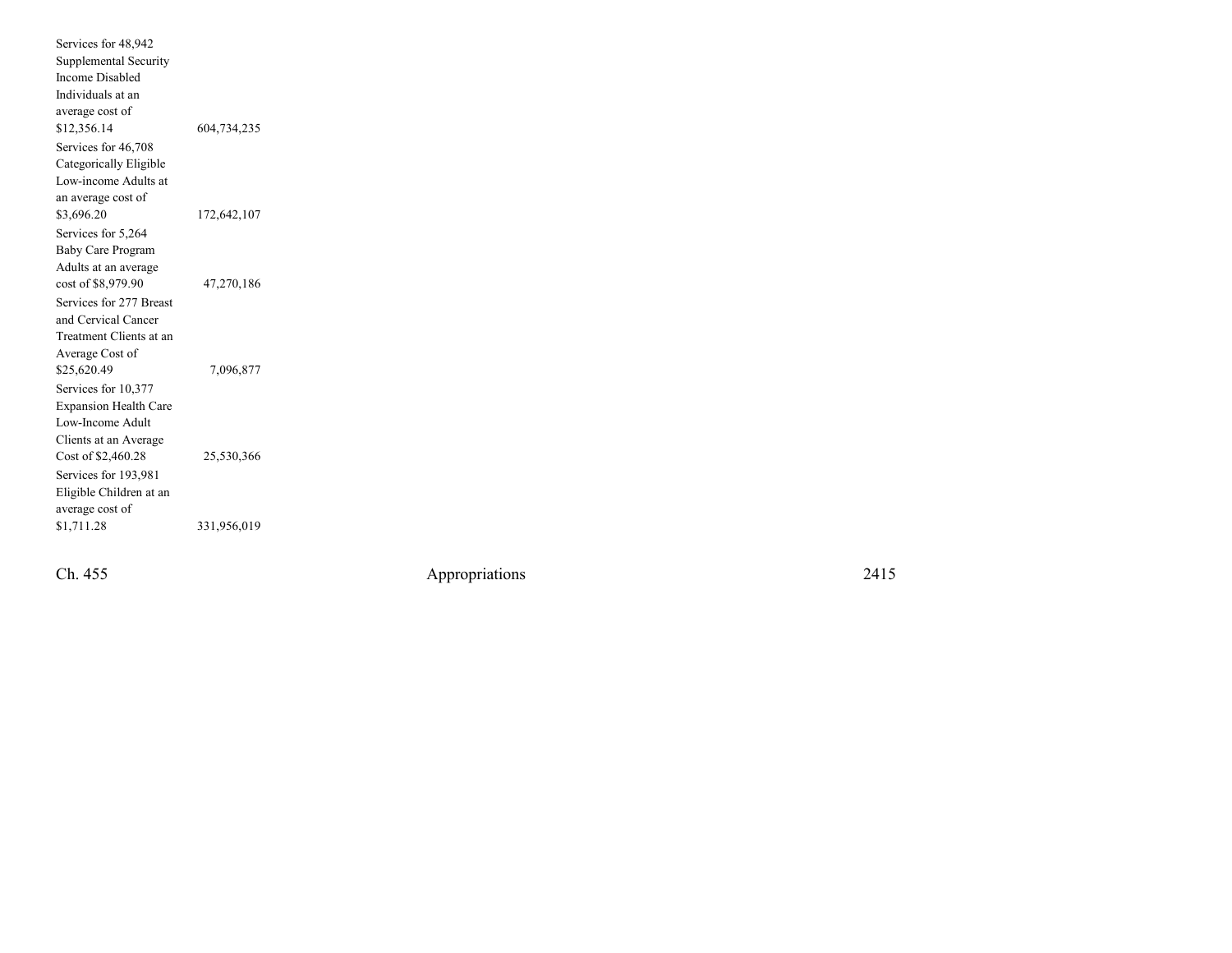| | |
|---|---|
| Services for 48,942 Supplemental Security Income Disabled Individuals at an average cost of $12,356.14 | 604,734,235 |
| Services for 46,708 Categorically Eligible Low-income Adults at an average cost of $3,696.20 | 172,642,107 |
| Services for 5,264 Baby Care Program Adults at an average cost of $8,979.90 | 47,270,186 |
| Services for 277 Breast and Cervical Cancer Treatment Clients at an Average Cost of $25,620.49 | 7,096,877 |
| Services for 10,377 Expansion Health Care Low-Income Adult Clients at an Average Cost of $2,460.28 | 25,530,366 |
| Services for 193,981 Eligible Children at an average cost of $1,711.28 | 331,956,019 |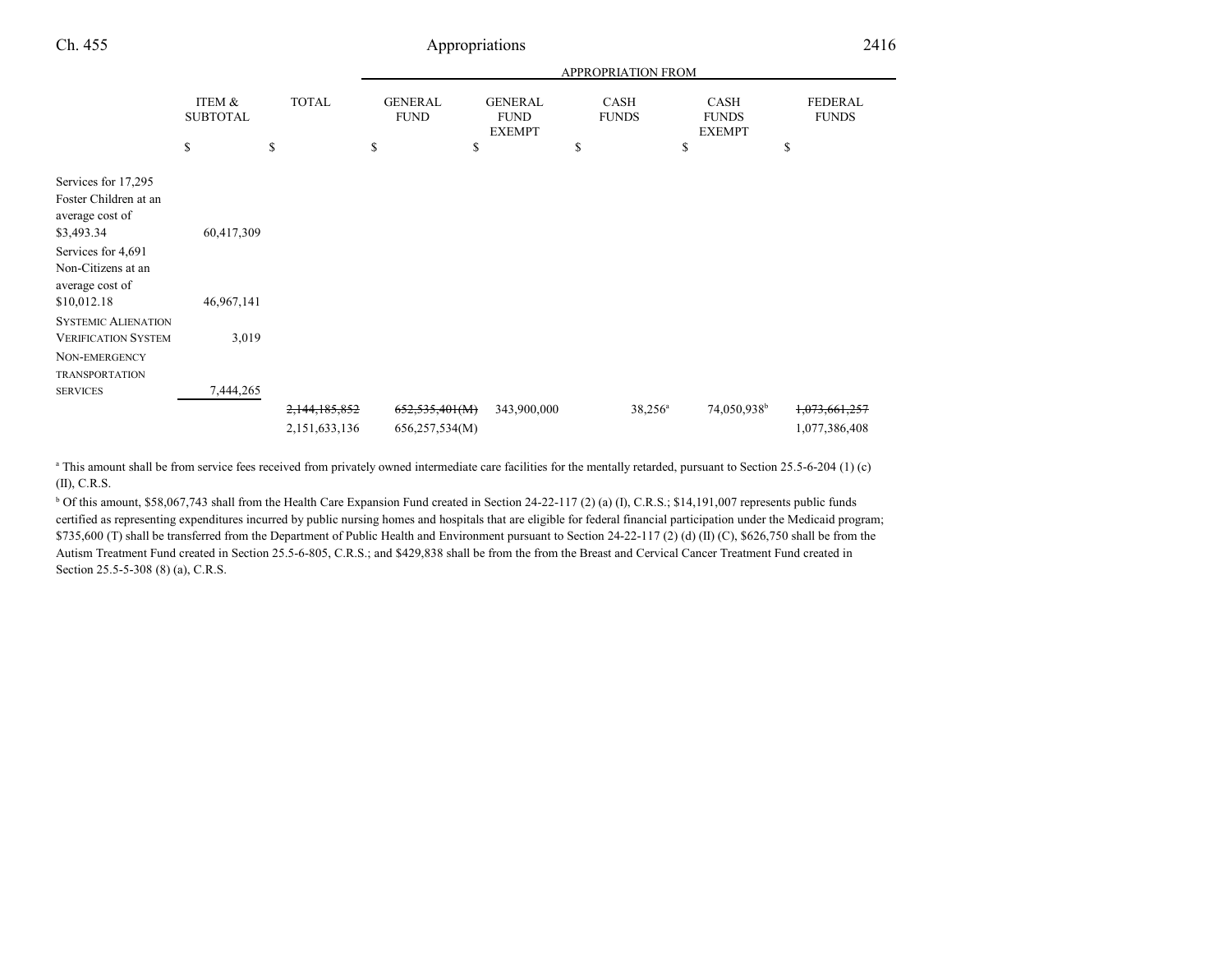| | ITEM & SUBTOTAL | TOTAL | APPROPRIATION FROM GENERAL FUND | GENERAL FUND EXEMPT | CASH FUNDS | CASH FUNDS EXEMPT | FEDERAL FUNDS |
|---|---|---|---|---|---|---|---|
| | $ | $ | $ | $ | $ | $ | $ |
| Services for 17,295 Foster Children at an average cost of $3,493.34 | 60,417,309 | | | | | | |
| Services for 4,691 Non-Citizens at an average cost of $10,012.18 | 46,967,141 | | | | | | |
| SYSTEMIC ALIENATION VERIFICATION SYSTEM | 3,019 | | | | | | |
| NON-EMERGENCY TRANSPORTATION SERVICES | 7,444,265 | | | | | | |
| | | ~~2,144,185,852~~ | ~~652,535,401(M)~~ | 343,900,000 | 38,256[a] | 74,050,938[b] | ~~1,073,661,257~~ |
| | | 2,151,633,136 | 656,257,534(M) | | | | 1,077,386,408 |

[a] This amount shall be from service fees received from privately owned intermediate care facilities for the mentally retarded, pursuant to Section 25.5-6-204 (1) (c) (II), C.R.S.

[b] Of this amount, $58,067,743 shall from the Health Care Expansion Fund created in Section 24-22-117 (2) (a) (I), C.R.S.; $14,191,007 represents public funds certified as representing expenditures incurred by public nursing homes and hospitals that are eligible for federal financial participation under the Medicaid program; $735,600 (T) shall be transferred from the Department of Public Health and Environment pursuant to Section 24-22-117 (2) (d) (II) (C), $626,750 shall be from the Autism Treatment Fund created in Section 25.5-6-805, C.R.S.; and $429,838 shall be from the from the Breast and Cervical Cancer Treatment Fund created in Section 25.5-5-308 (8) (a), C.R.S.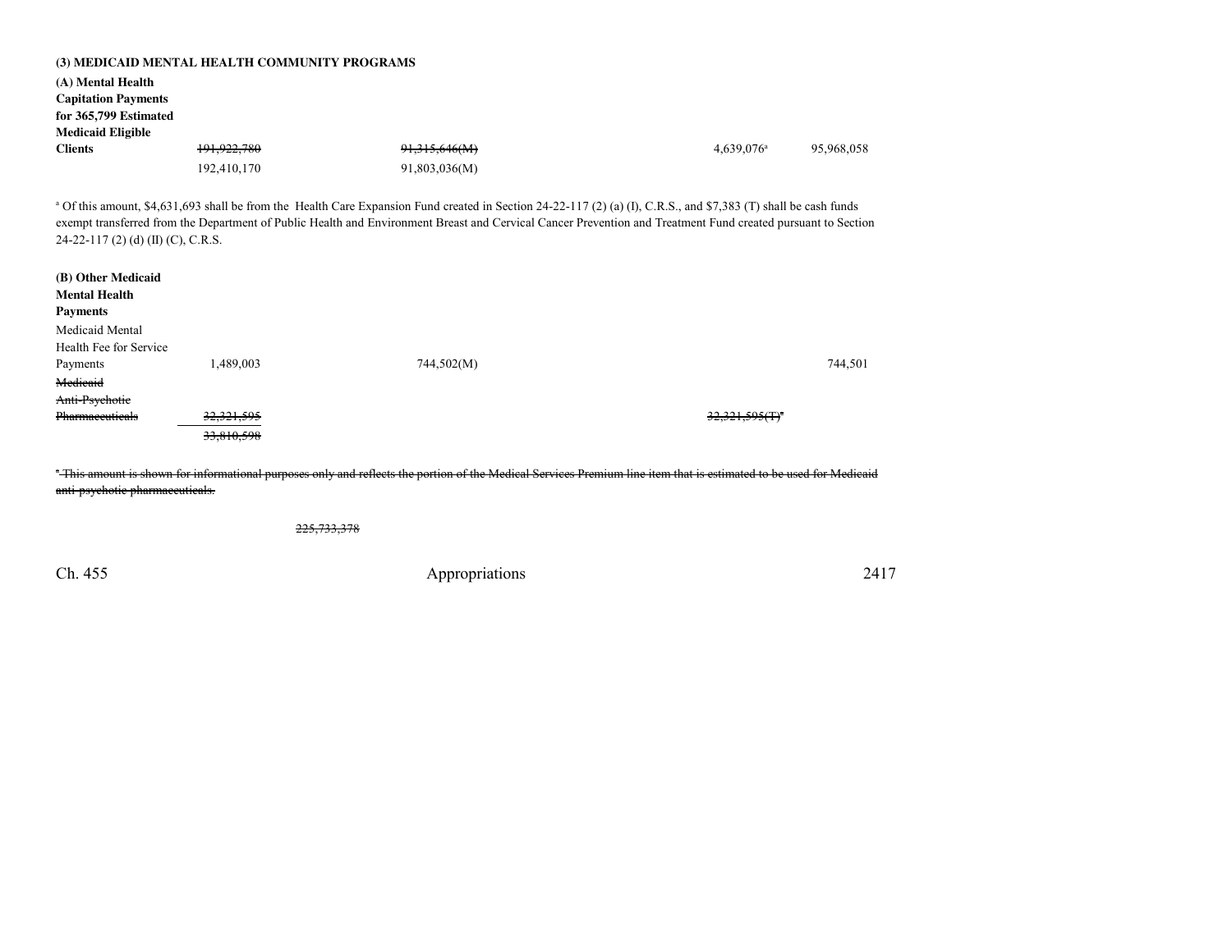**(3) MEDICAID MENTAL HEALTH COMMUNITY PROGRAMS**

| | | | | |
|---|---|---|---|---|
| **(A) Mental Health Capitation Payments for 365,799 Estimated Medicaid Eligible Clients** | ~~191,922,780~~ | ~~91,315,646(M)~~ | 4,639,076[a] | 95,968,058 |
| | 192,410,170 | 91,803,036(M) | | |

[a] Of this amount, $4,631,693 shall be from the Health Care Expansion Fund created in Section 24-22-117 (2) (a) (I), C.R.S., and $7,383 (T) shall be cash funds exempt transferred from the Department of Public Health and Environment Breast and Cervical Cancer Prevention and Treatment Fund created pursuant to Section 24-22-117 (2) (d) (II) (C), C.R.S.

| | | | | |
|---|---|---|---|---|
| **(B) Other Medicaid Mental Health Payments** | | | | |
| Medicaid Mental Health Fee for Service Payments | 1,489,003 | 744,502(M) | | 744,501 |
| ~~Medicaid Anti-Psychotic Pharmaceuticals~~ | ~~32,321,595~~ | | ~~32,321,595(T)~~[a] | |
| | ~~33,810,598~~ | | | |

~~[a] This amount is shown for informational purposes only and reflects the portion of the Medical Services Premium line item that is estimated to be used for Medicaid anti-psychotic pharmaceuticals.~~

~~225,733,378~~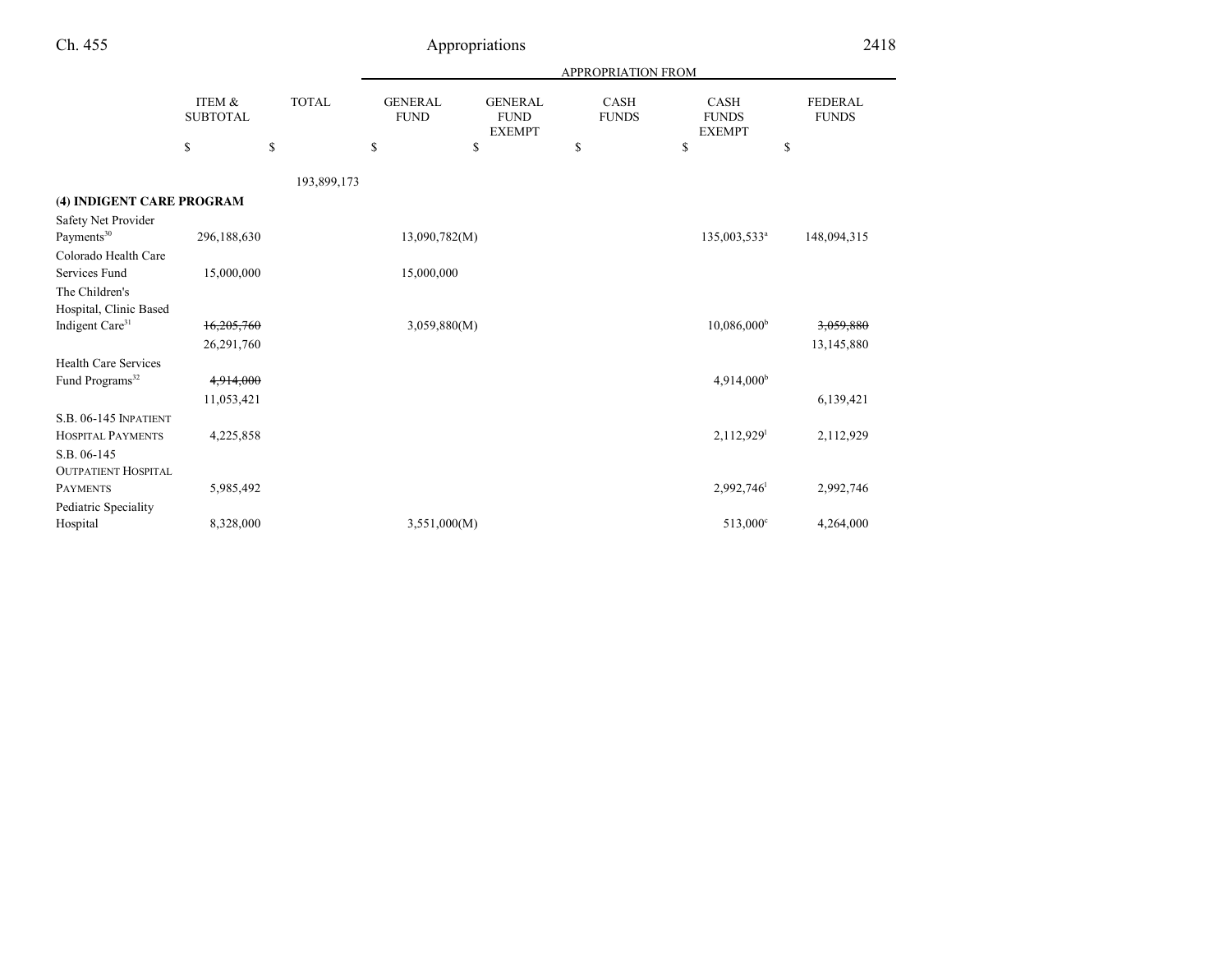| | ITEM & SUBTOTAL | TOTAL | APPROPRIATION FROM GENERAL FUND | GENERAL FUND EXEMPT | CASH FUNDS | CASH FUNDS EXEMPT | FEDERAL FUNDS |
|---|---|---|---|---|---|---|---|
| | $ | $ | $ | $ | $ | $ | $ |
| | | 193,899,173 | | | | | |
| **(4) INDIGENT CARE PROGRAM** | | | | | | | |
| Safety Net Provider Payments[30] | 296,188,630 | | 13,090,782(M) | | | 135,003,533[a] | 148,094,315 |
| Colorado Health Care Services Fund | 15,000,000 | | 15,000,000 | | | | |
| The Children's Hospital, Clinic Based Indigent Care[31] | ~~16,205,760~~ 26,291,760 | | 3,059,880(M) | | | 10,086,000[b] | ~~3,059,880~~ 13,145,880 |
| Health Care Services Fund Programs[32] | ~~4,914,000~~ 11,053,421 | | | | | 4,914,000[b] | 6,139,421 |
| S.B. 06-145 INPATIENT HOSPITAL PAYMENTS | 4,225,858 | | | | | 2,112,929[l] | 2,112,929 |
| S.B. 06-145 OUTPATIENT HOSPITAL PAYMENTS | 5,985,492 | | | | | 2,992,746[l] | 2,992,746 |
| Pediatric Speciality Hospital | 8,328,000 | | 3,551,000(M) | | | 513,000[c] | 4,264,000 |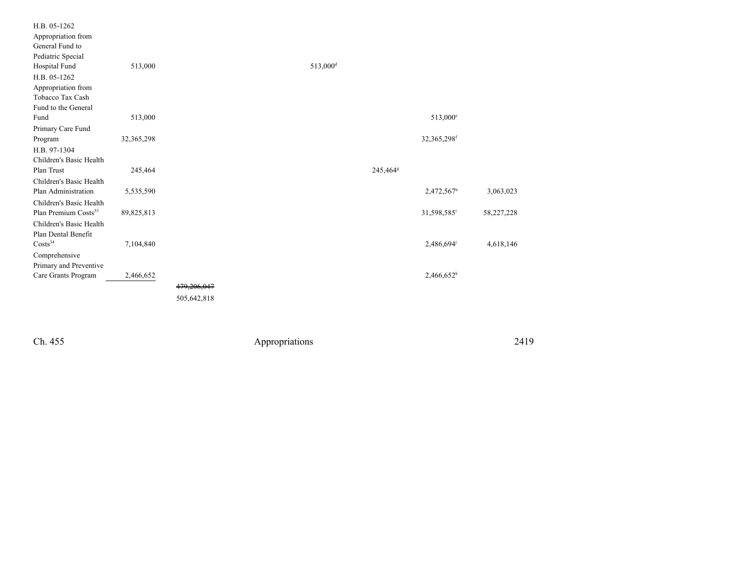| | | | | | | | |
|---|---|---|---|---|---|---|---|
| H.B. 05-1262 Appropriation from General Fund to Pediatric Special Hospital Fund | 513,000 | | | 513,000[d] | | | |
| H.B. 05-1262 Appropriation from Tobacco Tax Cash Fund to the General Fund | 513,000 | | | | | 513,000[e] | |
| Primary Care Fund Program | 32,365,298 | | | | | 32,365,298[f] | |
| H.B. 97-1304 Children's Basic Health Plan Trust | 245,464 | | | | 245,464[g] | | |
| Children's Basic Health Plan Administration | 5,535,590 | | | | | 2,472,567[h] | 3,063,023 |
| Children's Basic Health Plan Premium Costs[33] | 89,825,813 | | | | | 31,598,585[i] | 58,227,228 |
| Children's Basic Health Plan Dental Benefit Costs[34] | 7,104,840 | | | | | 2,486,694[j] | 4,618,146 |
| Comprehensive Primary and Preventive Care Grants Program | 2,466,652 | | | | | 2,466,652[k] | |
| | | ~~479,206,047~~ 505,642,818 | | | | | |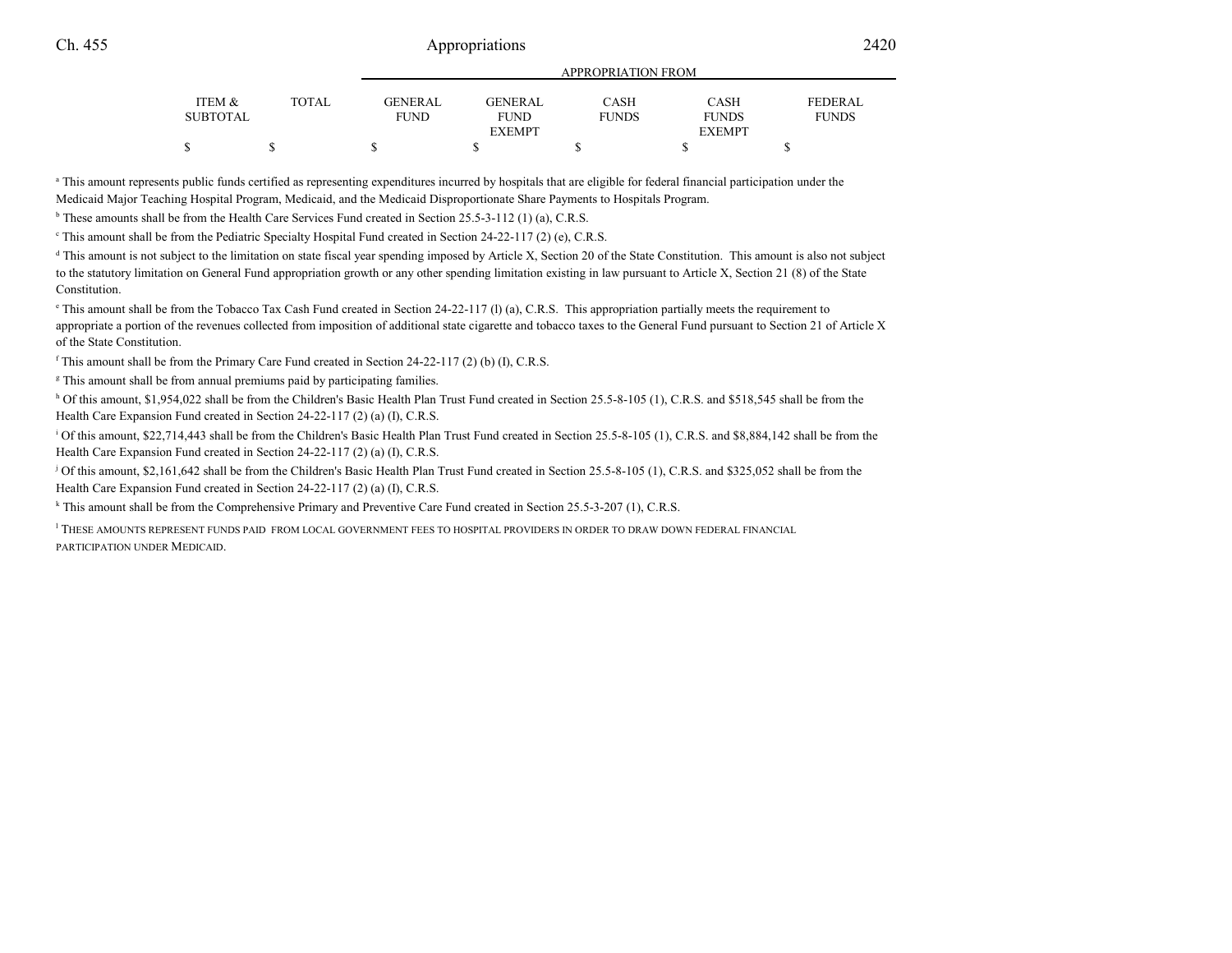| | | APPROPRIATION FROM | | | | |
|---|---|---|---|---|---|---|
| ITEM & SUBTOTAL | TOTAL | GENERAL FUND | GENERAL FUND EXEMPT | CASH FUNDS | CASH FUNDS EXEMPT | FEDERAL FUNDS |
| $ | $ | $ | $ | $ | $ | $ |

[a] This amount represents public funds certified as representing expenditures incurred by hospitals that are eligible for federal financial participation under the Medicaid Major Teaching Hospital Program, Medicaid, and the Medicaid Disproportionate Share Payments to Hospitals Program.

[b] These amounts shall be from the Health Care Services Fund created in Section 25.5-3-112 (1) (a), C.R.S.

[c] This amount shall be from the Pediatric Specialty Hospital Fund created in Section 24-22-117 (2) (e), C.R.S.

[d] This amount is not subject to the limitation on state fiscal year spending imposed by Article X, Section 20 of the State Constitution. This amount is also not subject to the statutory limitation on General Fund appropriation growth or any other spending limitation existing in law pursuant to Article X, Section 21 (8) of the State Constitution.

[e] This amount shall be from the Tobacco Tax Cash Fund created in Section 24-22-117 (l) (a), C.R.S. This appropriation partially meets the requirement to appropriate a portion of the revenues collected from imposition of additional state cigarette and tobacco taxes to the General Fund pursuant to Section 21 of Article X of the State Constitution.

[f] This amount shall be from the Primary Care Fund created in Section 24-22-117 (2) (b) (I), C.R.S.

[g] This amount shall be from annual premiums paid by participating families.

[h] Of this amount, $1,954,022 shall be from the Children's Basic Health Plan Trust Fund created in Section 25.5-8-105 (1), C.R.S. and $518,545 shall be from the Health Care Expansion Fund created in Section 24-22-117 (2) (a) (I), C.R.S.

[i] Of this amount, $22,714,443 shall be from the Children's Basic Health Plan Trust Fund created in Section 25.5-8-105 (1), C.R.S. and $8,884,142 shall be from the Health Care Expansion Fund created in Section 24-22-117 (2) (a) (I), C.R.S.

[j] Of this amount, $2,161,642 shall be from the Children's Basic Health Plan Trust Fund created in Section 25.5-8-105 (1), C.R.S. and $325,052 shall be from the Health Care Expansion Fund created in Section 24-22-117 (2) (a) (I), C.R.S.

[k] This amount shall be from the Comprehensive Primary and Preventive Care Fund created in Section 25.5-3-207 (1), C.R.S.

[l] THESE AMOUNTS REPRESENT FUNDS PAID FROM LOCAL GOVERNMENT FEES TO HOSPITAL PROVIDERS IN ORDER TO DRAW DOWN FEDERAL FINANCIAL PARTICIPATION UNDER MEDICAID.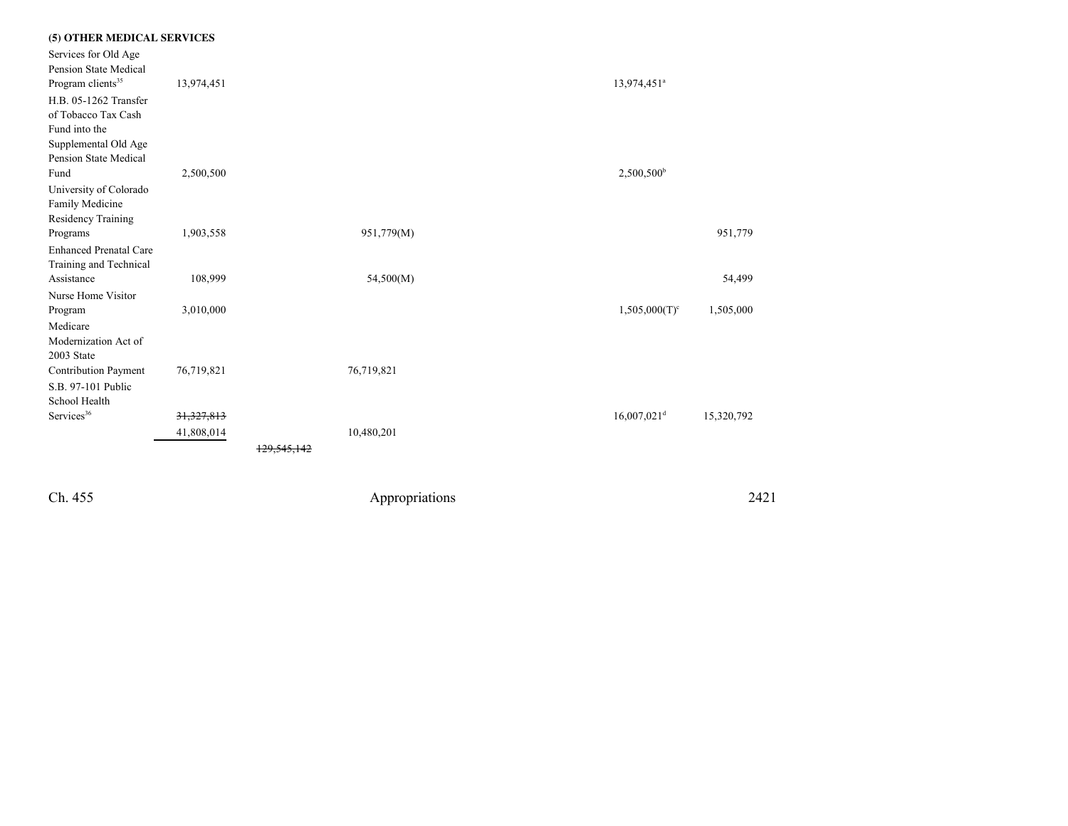**(5) OTHER MEDICAL SERVICES**

| | | | | | | |
|---|---|---|---|---|---|---|
| Services for Old Age Pension State Medical Program clients[35] | 13,974,451 | | | | 13,974,451[a] | |
| H.B. 05-1262 Transfer of Tobacco Tax Cash Fund into the Supplemental Old Age Pension State Medical Fund | 2,500,500 | | | | 2,500,500[b] | |
| University of Colorado Family Medicine Residency Training Programs | 1,903,558 | | 951,779(M) | | | 951,779 |
| Enhanced Prenatal Care Training and Technical Assistance | 108,999 | | 54,500(M) | | | 54,499 |
| Nurse Home Visitor Program | 3,010,000 | | | | 1,505,000(T)[c] | 1,505,000 |
| Medicare Modernization Act of 2003 State Contribution Payment | 76,719,821 | | 76,719,821 | | | |
| S.B. 97-101 Public School Health Services[36] | ~~31,327,813~~ 41,808,014 | | 10,480,201 | | 16,007,021[d] | 15,320,792 |
| | | ~~129,545,142~~ | | | | |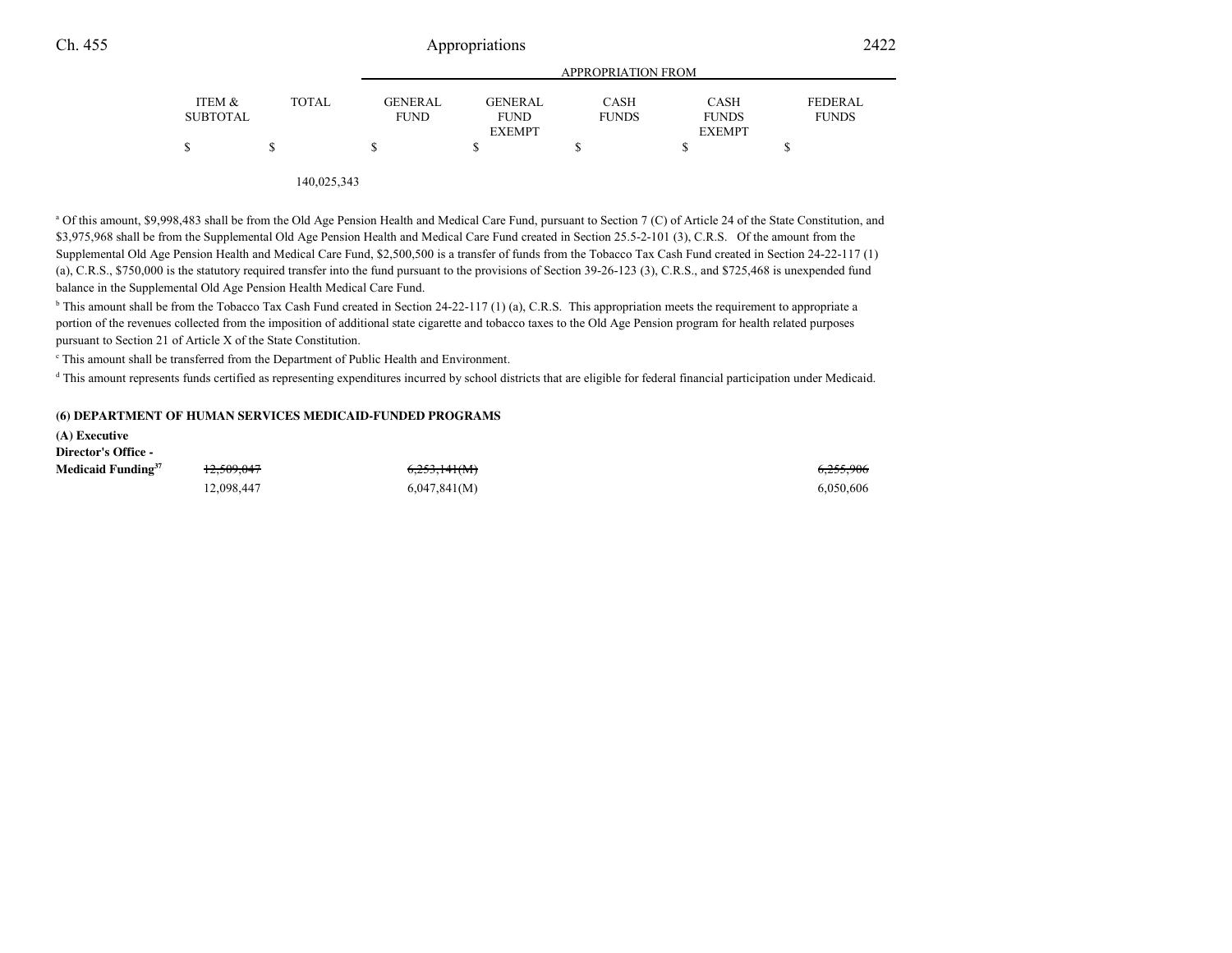| | ITEM & SUBTOTAL | TOTAL | APPROPRIATION FROM GENERAL FUND | GENERAL FUND EXEMPT | CASH FUNDS | CASH FUNDS EXEMPT | FEDERAL FUNDS |
|---|---|---|---|---|---|---|---|
| | $ | $ | $ | $ | $ | $ | $ |
| | | 140,025,343 | | | | | |

[a] Of this amount, $9,998,483 shall be from the Old Age Pension Health and Medical Care Fund, pursuant to Section 7 (C) of Article 24 of the State Constitution, and $3,975,968 shall be from the Supplemental Old Age Pension Health and Medical Care Fund created in Section 25.5-2-101 (3), C.R.S. Of the amount from the Supplemental Old Age Pension Health and Medical Care Fund, $2,500,500 is a transfer of funds from the Tobacco Tax Cash Fund created in Section 24-22-117 (1) (a), C.R.S., $750,000 is the statutory required transfer into the fund pursuant to the provisions of Section 39-26-123 (3), C.R.S., and $725,468 is unexpended fund balance in the Supplemental Old Age Pension Health Medical Care Fund.

[b] This amount shall be from the Tobacco Tax Cash Fund created in Section 24-22-117 (1) (a), C.R.S. This appropriation meets the requirement to appropriate a portion of the revenues collected from the imposition of additional state cigarette and tobacco taxes to the Old Age Pension program for health related purposes pursuant to Section 21 of Article X of the State Constitution.

[c] This amount shall be transferred from the Department of Public Health and Environment.

[d] This amount represents funds certified as representing expenditures incurred by school districts that are eligible for federal financial participation under Medicaid.

**(6) DEPARTMENT OF HUMAN SERVICES MEDICAID-FUNDED PROGRAMS**

| | ITEM & SUBTOTAL | TOTAL | GENERAL FUND | GENERAL FUND EXEMPT | CASH FUNDS | CASH FUNDS EXEMPT | FEDERAL FUNDS |
|---|---|---|---|---|---|---|---|
| **(A) Executive Director's Office - Medicaid Funding**[37] | ~~12,509,047~~ | | ~~6,253,141(M)~~ | | | | ~~6,255,906~~ |
| | 12,098,447 | | 6,047,841(M) | | | | 6,050,606 |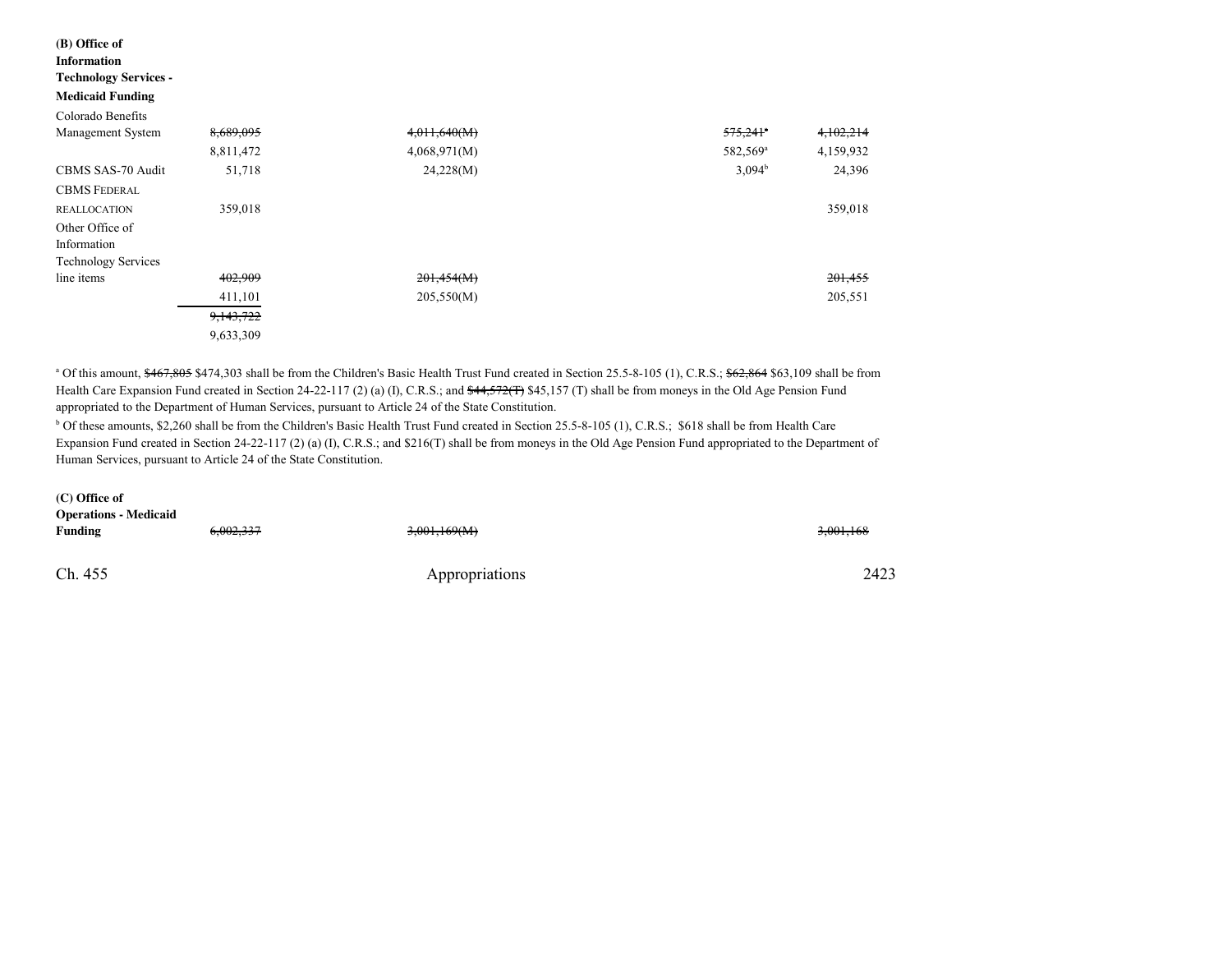| | | | | |
|---|---|---|---|---|
| **(B) Office of Information Technology Services - Medicaid Funding** | | | | |
| Colorado Benefits Management System | ~~8,689,095~~ | ~~4,011,640(M)~~ | ~~575,241~~[a] | ~~4,102,214~~ |
| | 8,811,472 | 4,068,971(M) | 582,569[a] | 4,159,932 |
| CBMS SAS-70 Audit | 51,718 | 24,228(M) | 3,094[b] | 24,396 |
| CBMS FEDERAL REALLOCATION | 359,018 | | | 359,018 |
| Other Office of Information Technology Services line items | ~~402,909~~ | ~~201,454(M)~~ | | ~~201,455~~ |
| | 411,101 | 205,550(M) | | 205,551 |
| | ~~9,143,722~~ | | | |
| | 9,633,309 | | | |

[a] Of this amount, ~~$467,805~~ $474,303 shall be from the Children's Basic Health Trust Fund created in Section 25.5-8-105 (1), C.R.S.; ~~$62,864~~ $63,109 shall be from Health Care Expansion Fund created in Section 24-22-117 (2) (a) (I), C.R.S.; and ~~$44,572(T)~~ $45,157 (T) shall be from moneys in the Old Age Pension Fund appropriated to the Department of Human Services, pursuant to Article 24 of the State Constitution.

[b] Of these amounts, $2,260 shall be from the Children's Basic Health Trust Fund created in Section 25.5-8-105 (1), C.R.S.; $618 shall be from Health Care Expansion Fund created in Section 24-22-117 (2) (a) (I), C.R.S.; and $216(T) shall be from moneys in the Old Age Pension Fund appropriated to the Department of Human Services, pursuant to Article 24 of the State Constitution.

| | | | | |
|---|---|---|---|---|
| **(C) Office of Operations - Medicaid Funding** | ~~6,002,337~~ | ~~3,001,169(M)~~ | | ~~3,001,168~~ |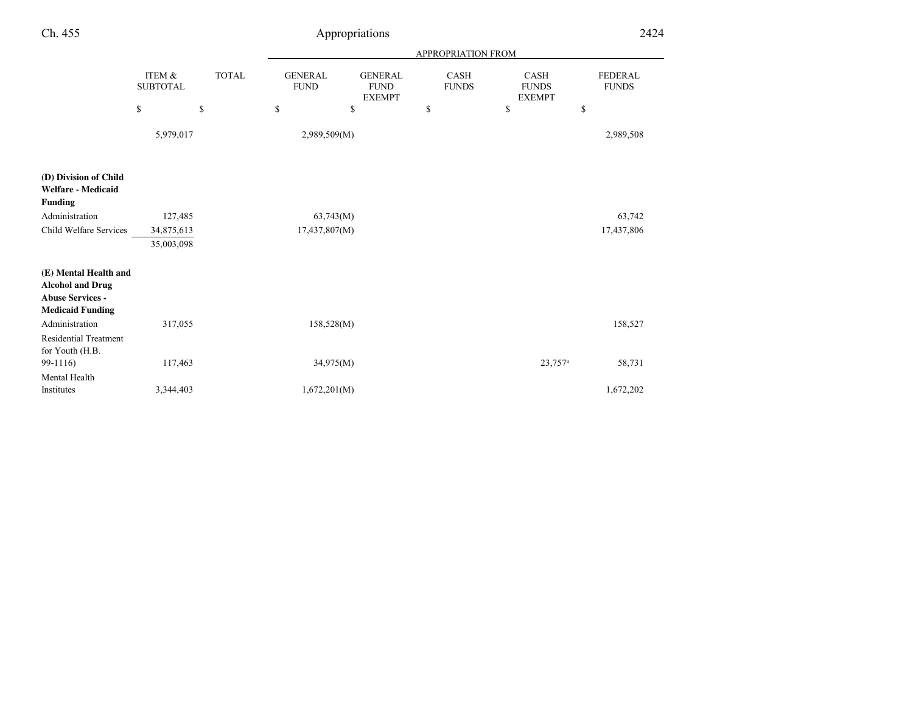| | ITEM & SUBTOTAL | TOTAL | APPROPRIATION FROM GENERAL FUND | GENERAL FUND EXEMPT | CASH FUNDS | CASH FUNDS EXEMPT | FEDERAL FUNDS |
|---|---|---|---|---|---|---|---|
| | $ | $ | $ | $ | $ | $ | $ |
| | 5,979,017 | | 2,989,509(M) | | | | 2,989,508 |
| **(D) Division of Child Welfare - Medicaid Funding** | | | | | | | |
| Administration | 127,485 | | 63,743(M) | | | | 63,742 |
| Child Welfare Services | 34,875,613 | | 17,437,807(M) | | | | 17,437,806 |
| | 35,003,098 | | | | | | |
| **(E) Mental Health and Alcohol and Drug Abuse Services - Medicaid Funding** | | | | | | | |
| Administration | 317,055 | | 158,528(M) | | | | 158,527 |
| Residential Treatment for Youth (H.B. 99-1116) | 117,463 | | 34,975(M) | | | 23,757[a] | 58,731 |
| Mental Health Institutes | 3,344,403 | | 1,672,201(M) | | | | 1,672,202 |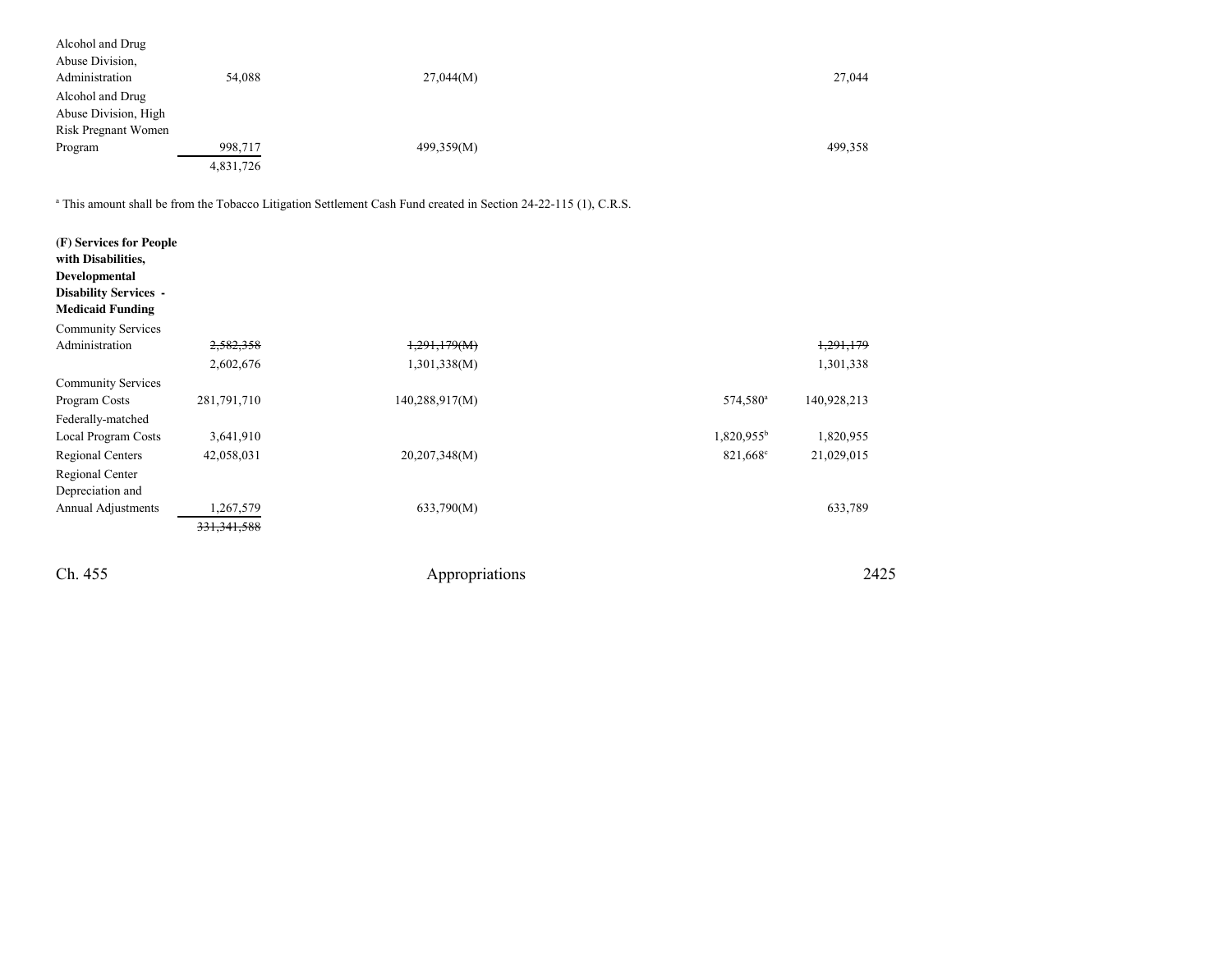| | | | | |
|---|---|---|---|---|
| Alcohol and Drug Abuse Division, Administration | 54,088 | 27,044(M) | | 27,044 |
| Alcohol and Drug Abuse Division, High Risk Pregnant Women Program | 998,717 | 499,359(M) | | 499,358 |
| | 4,831,726 | | | |

[a] This amount shall be from the Tobacco Litigation Settlement Cash Fund created in Section 24-22-115 (1), C.R.S.

| | | | | |
|---|---|---|---|---|
| **(F) Services for People with Disabilities, Developmental Disability Services - Medicaid Funding** | | | | |
| Community Services Administration | ~~2,582,358~~ | ~~1,291,179(M)~~ | | ~~1,291,179~~ |
| | 2,602,676 | 1,301,338(M) | | 1,301,338 |
| Community Services Program Costs | 281,791,710 | 140,288,917(M) | 574,580[a] | 140,928,213 |
| Federally-matched Local Program Costs | 3,641,910 | | 1,820,955[b] | 1,820,955 |
| Regional Centers | 42,058,031 | 20,207,348(M) | 821,668[c] | 21,029,015 |
| Regional Center Depreciation and Annual Adjustments | 1,267,579 | 633,790(M) | | 633,789 |
| | ~~331,341,588~~ | | | |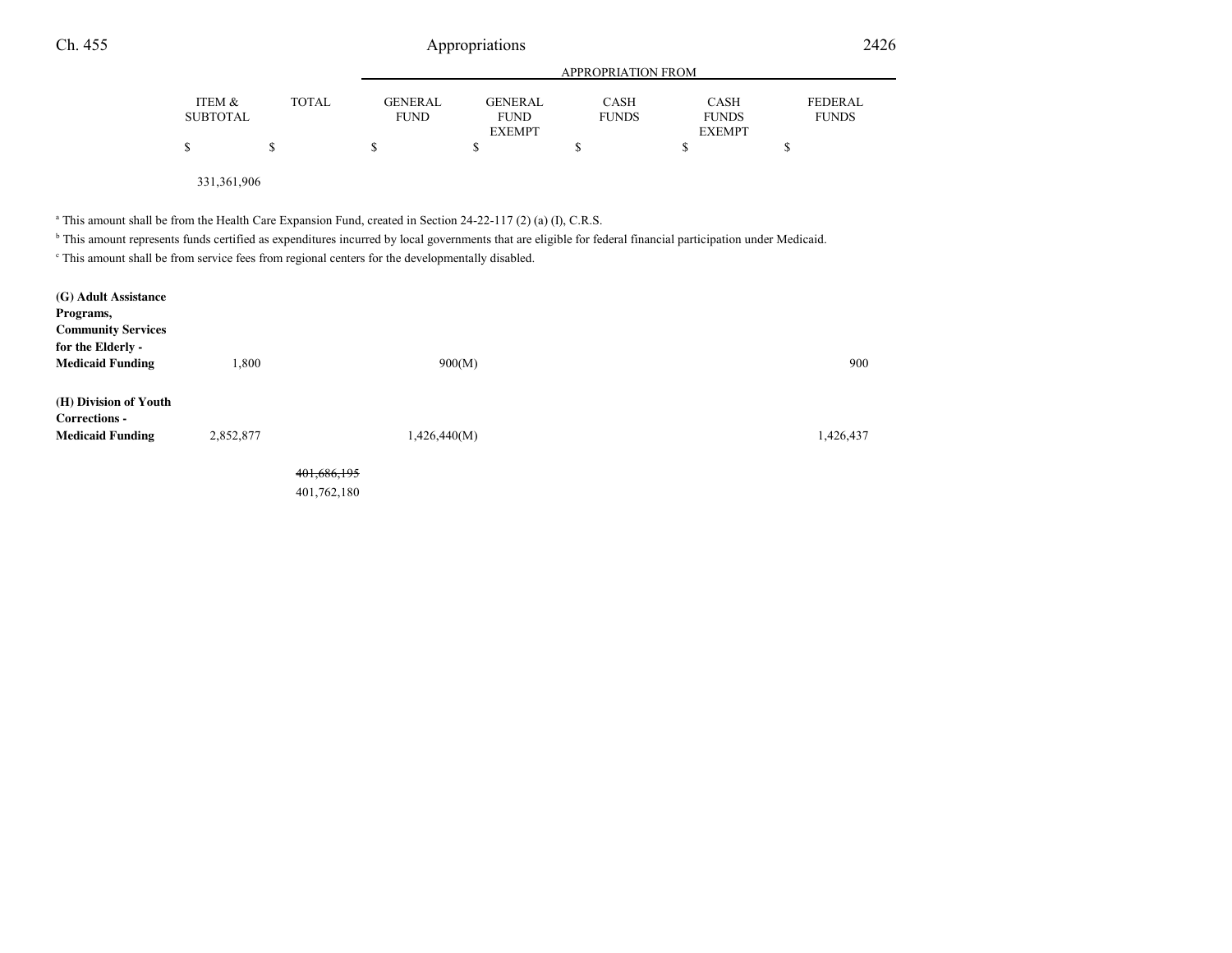| | ITEM & SUBTOTAL | TOTAL | APPROPRIATION FROM GENERAL FUND | GENERAL FUND EXEMPT | CASH FUNDS | CASH FUNDS EXEMPT | FEDERAL FUNDS |
|---|---|---|---|---|---|---|---|
| | $ | $ | $ | $ | $ | $ | $ |
| | 331,361,906 | | | | | | |

[a] This amount shall be from the Health Care Expansion Fund, created in Section 24-22-117 (2) (a) (I), C.R.S.

[b] This amount represents funds certified as expenditures incurred by local governments that are eligible for federal financial participation under Medicaid.

[c] This amount shall be from service fees from regional centers for the developmentally disabled.

| | ITEM & SUBTOTAL | TOTAL | GENERAL FUND | GENERAL FUND EXEMPT | CASH FUNDS | CASH FUNDS EXEMPT | FEDERAL FUNDS |
|---|---|---|---|---|---|---|---|
| **(G) Adult Assistance Programs, Community Services for the Elderly - Medicaid Funding** | 1,800 | | 900(M) | | | | 900 |
| **(H) Division of Youth Corrections - Medicaid Funding** | 2,852,877 | | 1,426,440(M) | | | | 1,426,437 |
| | | ~~401,686,195~~ 401,762,180 | | | | | |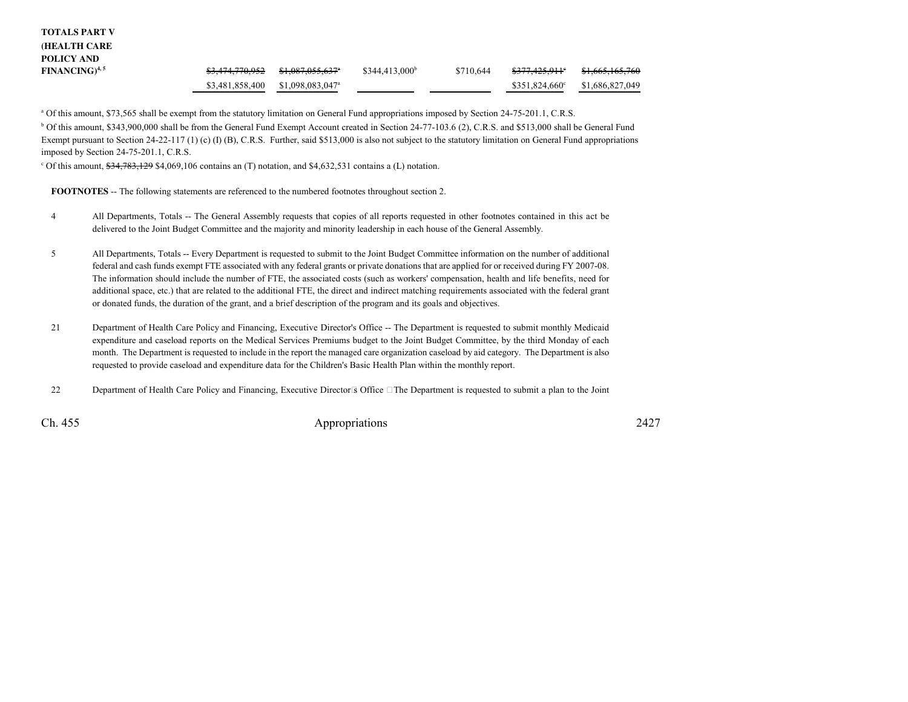| | | | | | | |
|---|---|---|---|---|---|---|
| **TOTALS PART V (HEALTH CARE POLICY AND FINANCING)**[4, 5] | ~~$3,474,770,952~~ | ~~$1,087,055,637~~[a] | $344,413,000[b] | $710,644 | ~~$377,425,911~~[c] | ~~$1,665,165,760~~ |
| | $3,481,858,400 | $1,098,083,047[a] | | | $351,824,660[c] | $1,686,827,049 |

[a] Of this amount, $73,565 shall be exempt from the statutory limitation on General Fund appropriations imposed by Section 24-75-201.1, C.R.S.

[b] Of this amount, $343,900,000 shall be from the General Fund Exempt Account created in Section 24-77-103.6 (2), C.R.S. and $513,000 shall be General Fund Exempt pursuant to Section 24-22-117 (1) (c) (I) (B), C.R.S. Further, said $513,000 is also not subject to the statutory limitation on General Fund appropriations imposed by Section 24-75-201.1, C.R.S.

[c] Of this amount, ~~$34,783,129~~ $4,069,106 contains an (T) notation, and $4,632,531 contains a (L) notation.

**FOOTNOTES** -- The following statements are referenced to the numbered footnotes throughout section 2.

4 All Departments, Totals -- The General Assembly requests that copies of all reports requested in other footnotes contained in this act be delivered to the Joint Budget Committee and the majority and minority leadership in each house of the General Assembly.

5 All Departments, Totals -- Every Department is requested to submit to the Joint Budget Committee information on the number of additional federal and cash funds exempt FTE associated with any federal grants or private donations that are applied for or received during FY 2007-08. The information should include the number of FTE, the associated costs (such as workers' compensation, health and life benefits, need for additional space, etc.) that are related to the additional FTE, the direct and indirect matching requirements associated with the federal grant or donated funds, the duration of the grant, and a brief description of the program and its goals and objectives.

21 Department of Health Care Policy and Financing, Executive Director's Office -- The Department is requested to submit monthly Medicaid expenditure and caseload reports on the Medical Services Premiums budget to the Joint Budget Committee, by the third Monday of each month. The Department is requested to include in the report the managed care organization caseload by aid category. The Department is also requested to provide caseload and expenditure data for the Children's Basic Health Plan within the monthly report.

22 Department of Health Care Policy and Financing, Executive Director's Office -- The Department is requested to submit a plan to the Joint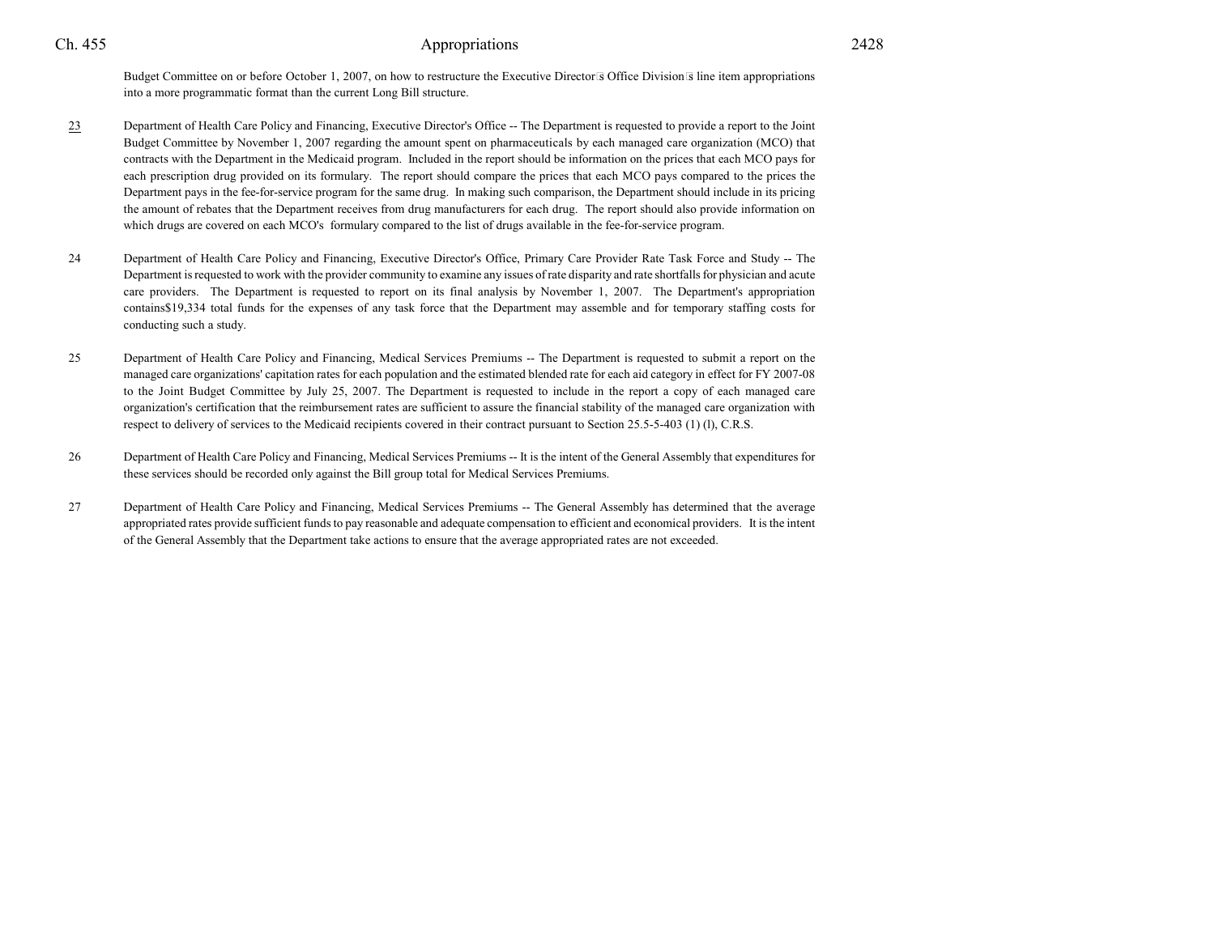Budget Committee on or before October 1, 2007, on how to restructure the Executive Director's Office Division's line item appropriations into a more programmatic format than the current Long Bill structure.

23 Department of Health Care Policy and Financing, Executive Director's Office -- The Department is requested to provide a report to the Joint Budget Committee by November 1, 2007 regarding the amount spent on pharmaceuticals by each managed care organization (MCO) that contracts with the Department in the Medicaid program. Included in the report should be information on the prices that each MCO pays for each prescription drug provided on its formulary. The report should compare the prices that each MCO pays compared to the prices the Department pays in the fee-for-service program for the same drug. In making such comparison, the Department should include in its pricing the amount of rebates that the Department receives from drug manufacturers for each drug. The report should also provide information on which drugs are covered on each MCO's formulary compared to the list of drugs available in the fee-for-service program.

24 Department of Health Care Policy and Financing, Executive Director's Office, Primary Care Provider Rate Task Force and Study -- The Department is requested to work with the provider community to examine any issues of rate disparity and rate shortfalls for physician and acute care providers. The Department is requested to report on its final analysis by November 1, 2007. The Department's appropriation contains$19,334 total funds for the expenses of any task force that the Department may assemble and for temporary staffing costs for conducting such a study.

25 Department of Health Care Policy and Financing, Medical Services Premiums -- The Department is requested to submit a report on the managed care organizations' capitation rates for each population and the estimated blended rate for each aid category in effect for FY 2007-08 to the Joint Budget Committee by July 25, 2007. The Department is requested to include in the report a copy of each managed care organization's certification that the reimbursement rates are sufficient to assure the financial stability of the managed care organization with respect to delivery of services to the Medicaid recipients covered in their contract pursuant to Section 25.5-5-403 (1) (l), C.R.S.

26 Department of Health Care Policy and Financing, Medical Services Premiums -- It is the intent of the General Assembly that expenditures for these services should be recorded only against the Bill group total for Medical Services Premiums.

27 Department of Health Care Policy and Financing, Medical Services Premiums -- The General Assembly has determined that the average appropriated rates provide sufficient funds to pay reasonable and adequate compensation to efficient and economical providers. It is the intent of the General Assembly that the Department take actions to ensure that the average appropriated rates are not exceeded.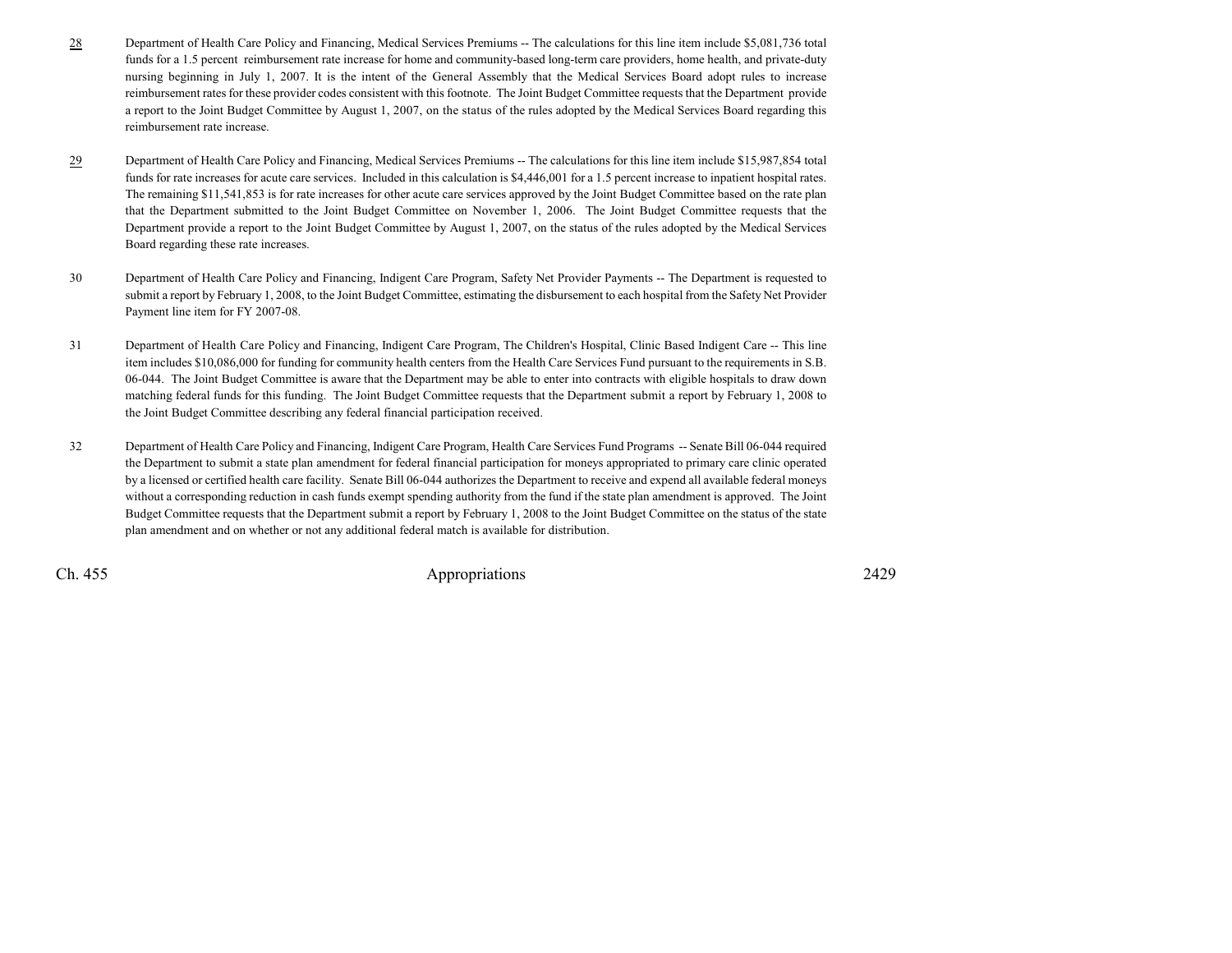28 Department of Health Care Policy and Financing, Medical Services Premiums -- The calculations for this line item include $5,081,736 total funds for a 1.5 percent reimbursement rate increase for home and community-based long-term care providers, home health, and private-duty nursing beginning in July 1, 2007. It is the intent of the General Assembly that the Medical Services Board adopt rules to increase reimbursement rates for these provider codes consistent with this footnote. The Joint Budget Committee requests that the Department provide a report to the Joint Budget Committee by August 1, 2007, on the status of the rules adopted by the Medical Services Board regarding this reimbursement rate increase.

29 Department of Health Care Policy and Financing, Medical Services Premiums -- The calculations for this line item include $15,987,854 total funds for rate increases for acute care services. Included in this calculation is $4,446,001 for a 1.5 percent increase to inpatient hospital rates. The remaining $11,541,853 is for rate increases for other acute care services approved by the Joint Budget Committee based on the rate plan that the Department submitted to the Joint Budget Committee on November 1, 2006. The Joint Budget Committee requests that the Department provide a report to the Joint Budget Committee by August 1, 2007, on the status of the rules adopted by the Medical Services Board regarding these rate increases.

30 Department of Health Care Policy and Financing, Indigent Care Program, Safety Net Provider Payments -- The Department is requested to submit a report by February 1, 2008, to the Joint Budget Committee, estimating the disbursement to each hospital from the Safety Net Provider Payment line item for FY 2007-08.

31 Department of Health Care Policy and Financing, Indigent Care Program, The Children's Hospital, Clinic Based Indigent Care -- This line item includes $10,086,000 for funding for community health centers from the Health Care Services Fund pursuant to the requirements in S.B. 06-044. The Joint Budget Committee is aware that the Department may be able to enter into contracts with eligible hospitals to draw down matching federal funds for this funding. The Joint Budget Committee requests that the Department submit a report by February 1, 2008 to the Joint Budget Committee describing any federal financial participation received.

32 Department of Health Care Policy and Financing, Indigent Care Program, Health Care Services Fund Programs -- Senate Bill 06-044 required the Department to submit a state plan amendment for federal financial participation for moneys appropriated to primary care clinic operated by a licensed or certified health care facility. Senate Bill 06-044 authorizes the Department to receive and expend all available federal moneys without a corresponding reduction in cash funds exempt spending authority from the fund if the state plan amendment is approved. The Joint Budget Committee requests that the Department submit a report by February 1, 2008 to the Joint Budget Committee on the status of the state plan amendment and on whether or not any additional federal match is available for distribution.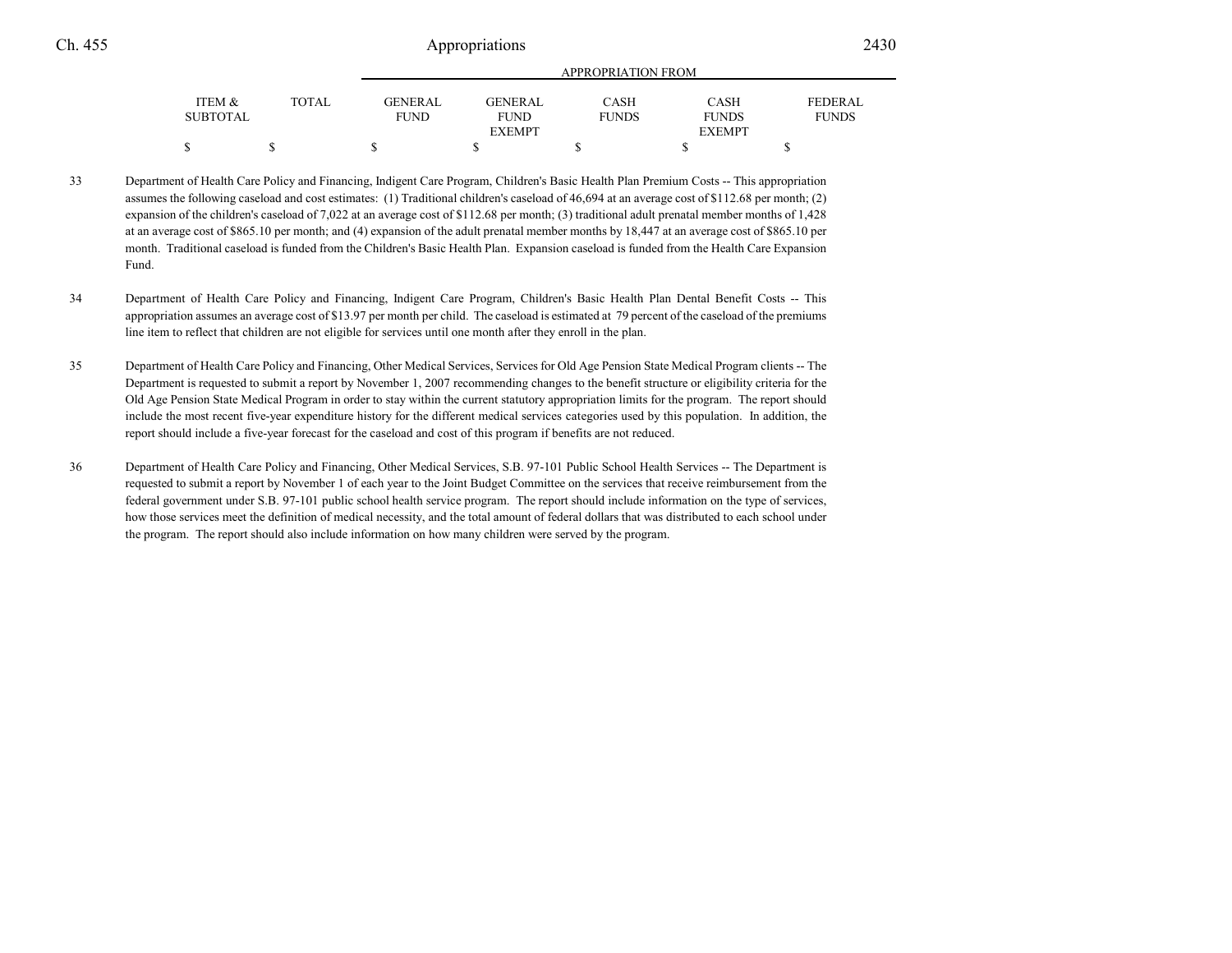| ITEM & SUBTOTAL | TOTAL | APPROPRIATION FROM | | | | |
|---|---|---|---|---|---|---|
| | | GENERAL FUND | GENERAL FUND EXEMPT | CASH FUNDS | CASH FUNDS EXEMPT | FEDERAL FUNDS |
| $ | $ | $ | $ | $ | $ | $ |

33 Department of Health Care Policy and Financing, Indigent Care Program, Children's Basic Health Plan Premium Costs -- This appropriation assumes the following caseload and cost estimates: (1) Traditional children's caseload of 46,694 at an average cost of $112.68 per month; (2) expansion of the children's caseload of 7,022 at an average cost of $112.68 per month; (3) traditional adult prenatal member months of 1,428 at an average cost of $865.10 per month; and (4) expansion of the adult prenatal member months by 18,447 at an average cost of $865.10 per month. Traditional caseload is funded from the Children's Basic Health Plan. Expansion caseload is funded from the Health Care Expansion Fund.

34 Department of Health Care Policy and Financing, Indigent Care Program, Children's Basic Health Plan Dental Benefit Costs -- This appropriation assumes an average cost of $13.97 per month per child. The caseload is estimated at 79 percent of the caseload of the premiums line item to reflect that children are not eligible for services until one month after they enroll in the plan.

35 Department of Health Care Policy and Financing, Other Medical Services, Services for Old Age Pension State Medical Program clients -- The Department is requested to submit a report by November 1, 2007 recommending changes to the benefit structure or eligibility criteria for the Old Age Pension State Medical Program in order to stay within the current statutory appropriation limits for the program. The report should include the most recent five-year expenditure history for the different medical services categories used by this population. In addition, the report should include a five-year forecast for the caseload and cost of this program if benefits are not reduced.

36 Department of Health Care Policy and Financing, Other Medical Services, S.B. 97-101 Public School Health Services -- The Department is requested to submit a report by November 1 of each year to the Joint Budget Committee on the services that receive reimbursement from the federal government under S.B. 97-101 public school health service program. The report should include information on the type of services, how those services meet the definition of medical necessity, and the total amount of federal dollars that was distributed to each school under the program. The report should also include information on how many children were served by the program.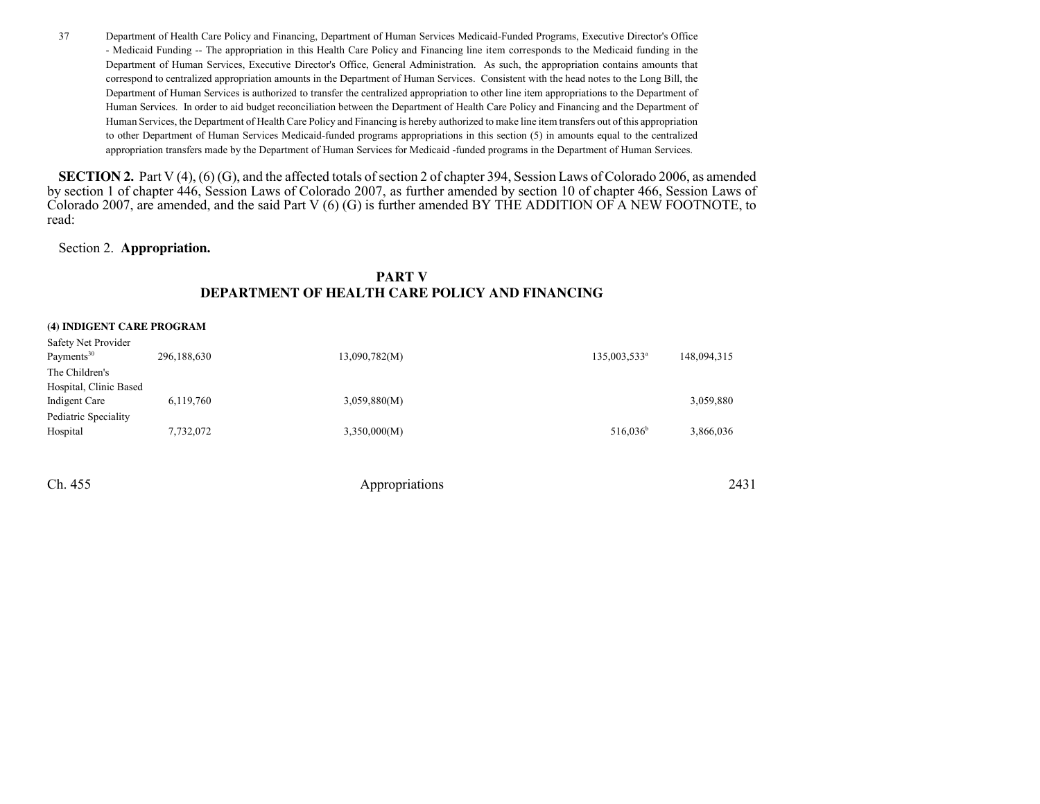37 Department of Health Care Policy and Financing, Department of Human Services Medicaid-Funded Programs, Executive Director's Office - Medicaid Funding -- The appropriation in this Health Care Policy and Financing line item corresponds to the Medicaid funding in the Department of Human Services, Executive Director's Office, General Administration. As such, the appropriation contains amounts that correspond to centralized appropriation amounts in the Department of Human Services. Consistent with the head notes to the Long Bill, the Department of Human Services is authorized to transfer the centralized appropriation to other line item appropriations to the Department of Human Services. In order to aid budget reconciliation between the Department of Health Care Policy and Financing and the Department of Human Services, the Department of Health Care Policy and Financing is hereby authorized to make line item transfers out of this appropriation to other Department of Human Services Medicaid-funded programs appropriations in this section (5) in amounts equal to the centralized appropriation transfers made by the Department of Human Services for Medicaid -funded programs in the Department of Human Services.

**SECTION 2.** Part V (4), (6) (G), and the affected totals of section 2 of chapter 394, Session Laws of Colorado 2006, as amended by section 1 of chapter 446, Session Laws of Colorado 2007, as further amended by section 10 of chapter 466, Session Laws of Colorado 2007, are amended, and the said Part V (6) (G) is further amended BY THE ADDITION OF A NEW FOOTNOTE, to read:

Section 2. **Appropriation.**

## PART V
## DEPARTMENT OF HEALTH CARE POLICY AND FINANCING

**(4) INDIGENT CARE PROGRAM**

| | | | | |
|---|---|---|---|---|
| Safety Net Provider Payments[30] | 296,188,630 | 13,090,782(M) | 135,003,533[a] | 148,094,315 |
| The Children's Hospital, Clinic Based Indigent Care | 6,119,760 | 3,059,880(M) | | 3,059,880 |
| Pediatric Speciality Hospital | 7,732,072 | 3,350,000(M) | 516,036[b] | 3,866,036 |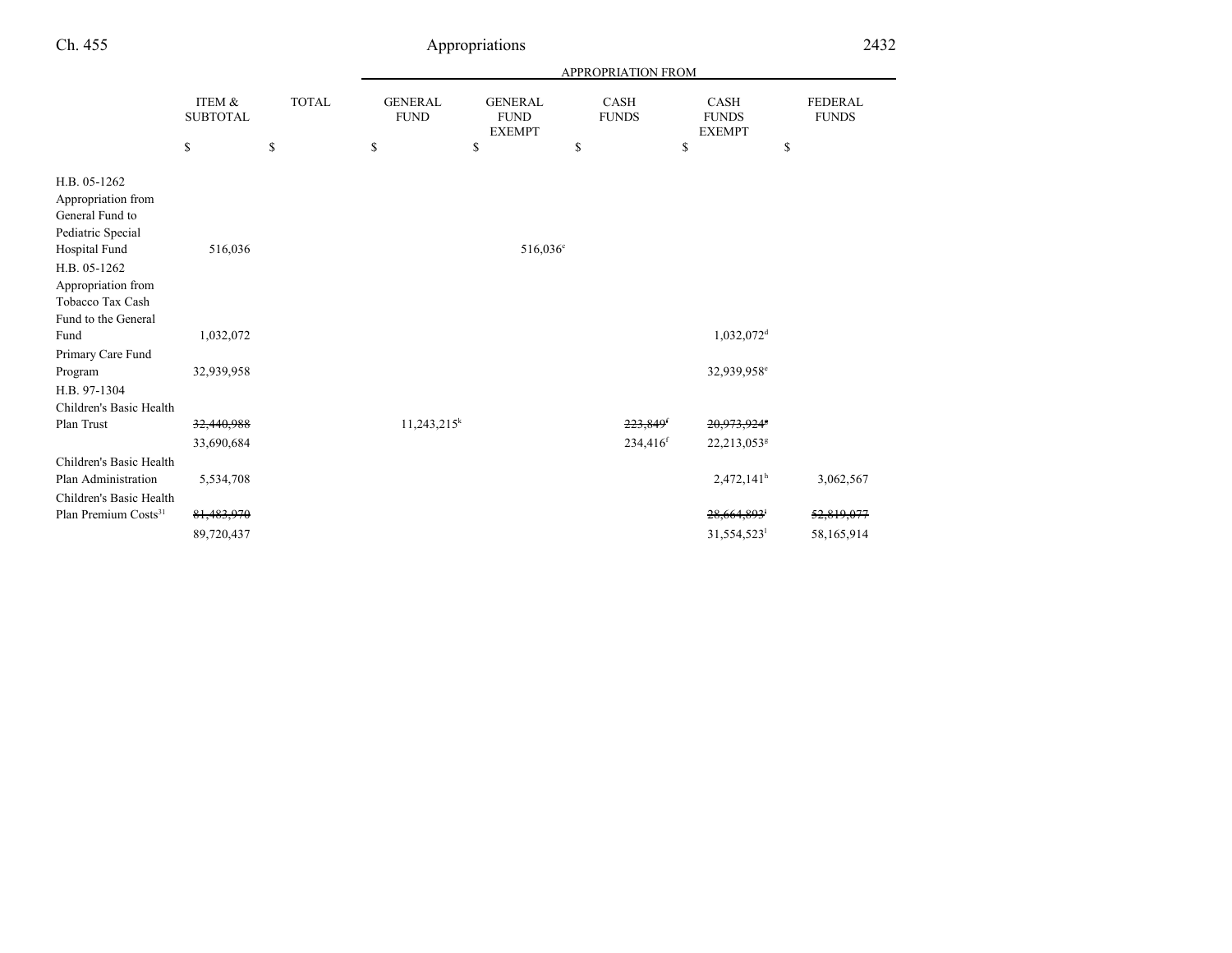| | ITEM & SUBTOTAL | TOTAL | APPROPRIATION FROM | | | | |
|---|---|---|---|---|---|---|---|
| | | | GENERAL FUND | GENERAL FUND EXEMPT | CASH FUNDS | CASH FUNDS EXEMPT | FEDERAL FUNDS |
| | $ | $ | $ | $ | $ | $ | $ |
| H.B. 05-1262 Appropriation from General Fund to Pediatric Special Hospital Fund | 516,036 | | | 516,036[c] | | | |
| H.B. 05-1262 Appropriation from Tobacco Tax Cash Fund to the General Fund | 1,032,072 | | | | | 1,032,072[d] | |
| Primary Care Fund Program | 32,939,958 | | | | | 32,939,958[e] | |
| H.B. 97-1304 Children's Basic Health Plan Trust | ~~32,440,988~~ | | 11,243,215[k] | | ~~223,849~~[f] | ~~20,973,924~~[g] | |
| | 33,690,684 | | | | 234,416[f] | 22,213,053[g] | |
| Children's Basic Health Plan Administration | 5,534,708 | | | | | 2,472,141[h] | 3,062,567 |
| Children's Basic Health Plan Premium Costs[31] | ~~81,483,970~~ | | | | | ~~28,664,893~~[i] | ~~52,819,077~~ |
| | 89,720,437 | | | | | 31,554,523[i] | 58,165,914 |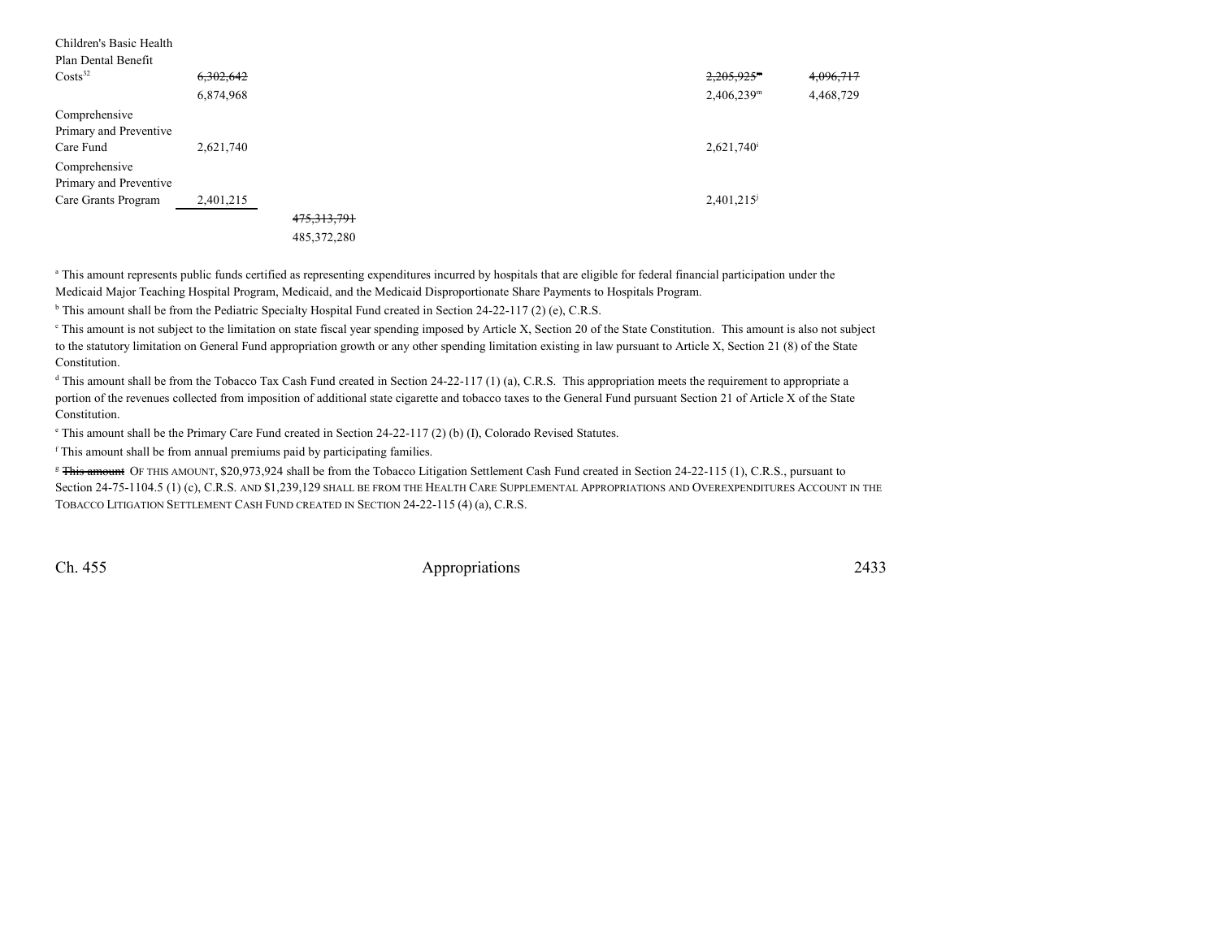| | | | | | | | |
|---|---|---|---|---|---|---|---|
| Children's Basic Health Plan Dental Benefit Costs[32] | ~~6,302,642~~ 6,874,968 | | | | | ~~2,205,925[m]~~ 2,406,239[m] | ~~4,096,717~~ 4,468,729 |
| Comprehensive Primary and Preventive Care Fund | 2,621,740 | | | | | 2,621,740[i] | |
| Comprehensive Primary and Preventive Care Grants Program | 2,401,215 | | | | | 2,401,215[j] | |
| | | ~~475,313,791~~ 485,372,280 | | | | | |

[a] This amount represents public funds certified as representing expenditures incurred by hospitals that are eligible for federal financial participation under the Medicaid Major Teaching Hospital Program, Medicaid, and the Medicaid Disproportionate Share Payments to Hospitals Program.

[b] This amount shall be from the Pediatric Specialty Hospital Fund created in Section 24-22-117 (2) (e), C.R.S.

[c] This amount is not subject to the limitation on state fiscal year spending imposed by Article X, Section 20 of the State Constitution. This amount is also not subject to the statutory limitation on General Fund appropriation growth or any other spending limitation existing in law pursuant to Article X, Section 21 (8) of the State Constitution.

[d] This amount shall be from the Tobacco Tax Cash Fund created in Section 24-22-117 (1) (a), C.R.S. This appropriation meets the requirement to appropriate a portion of the revenues collected from imposition of additional state cigarette and tobacco taxes to the General Fund pursuant Section 21 of Article X of the State Constitution.

[e] This amount shall be the Primary Care Fund created in Section 24-22-117 (2) (b) (I), Colorado Revised Statutes.

[f] This amount shall be from annual premiums paid by participating families.

[g] ~~This amount~~ OF THIS AMOUNT, $20,973,924 shall be from the Tobacco Litigation Settlement Cash Fund created in Section 24-22-115 (1), C.R.S., pursuant to Section 24-75-1104.5 (1) (c), C.R.S. AND $1,239,129 SHALL BE FROM THE HEALTH CARE SUPPLEMENTAL APPROPRIATIONS AND OVEREXPENDITURES ACCOUNT IN THE TOBACCO LITIGATION SETTLEMENT CASH FUND CREATED IN SECTION 24-22-115 (4) (a), C.R.S.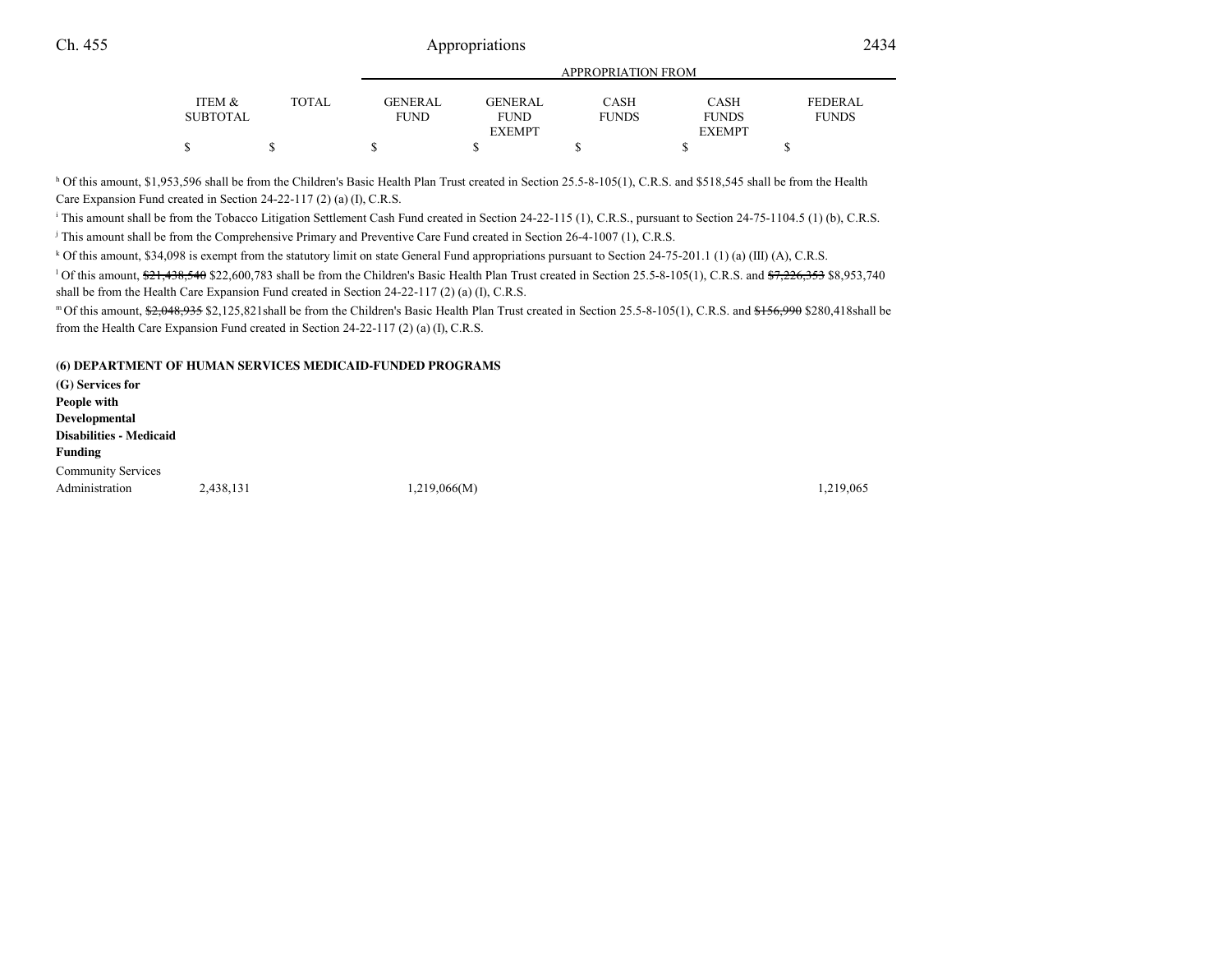| | ITEM & SUBTOTAL | TOTAL | GENERAL FUND | GENERAL FUND EXEMPT | CASH FUNDS | CASH FUNDS EXEMPT | FEDERAL FUNDS |
|---|---|---|---|---|---|---|---|
| | $ | $ | $ | $ | $ | $ | $ |

[h] Of this amount, $1,953,596 shall be from the Children's Basic Health Plan Trust created in Section 25.5-8-105(1), C.R.S. and $518,545 shall be from the Health Care Expansion Fund created in Section 24-22-117 (2) (a) (I), C.R.S.

[i] This amount shall be from the Tobacco Litigation Settlement Cash Fund created in Section 24-22-115 (1), C.R.S., pursuant to Section 24-75-1104.5 (1) (b), C.R.S.

[j] This amount shall be from the Comprehensive Primary and Preventive Care Fund created in Section 26-4-1007 (1), C.R.S.

[k] Of this amount, $34,098 is exempt from the statutory limit on state General Fund appropriations pursuant to Section 24-75-201.1 (1) (a) (III) (A), C.R.S.

[l] Of this amount, ~~$21,438,540~~ $22,600,783 shall be from the Children's Basic Health Plan Trust created in Section 25.5-8-105(1), C.R.S. and ~~$7,226,353~~ $8,953,740 shall be from the Health Care Expansion Fund created in Section 24-22-117 (2) (a) (I), C.R.S.

[m] Of this amount, ~~$2,048,935~~ $2,125,821shall be from the Children's Basic Health Plan Trust created in Section 25.5-8-105(1), C.R.S. and ~~$156,990~~ $280,418shall be from the Health Care Expansion Fund created in Section 24-22-117 (2) (a) (I), C.R.S.

**(6) DEPARTMENT OF HUMAN SERVICES MEDICAID-FUNDED PROGRAMS**

**(G) Services for People with Developmental Disabilities - Medicaid Funding**

| | ITEM & SUBTOTAL | TOTAL | GENERAL FUND | GENERAL FUND EXEMPT | CASH FUNDS | CASH FUNDS EXEMPT | FEDERAL FUNDS |
|---|---|---|---|---|---|---|---|
| Community Services Administration | 2,438,131 | | 1,219,066(M) | | | | 1,219,065 |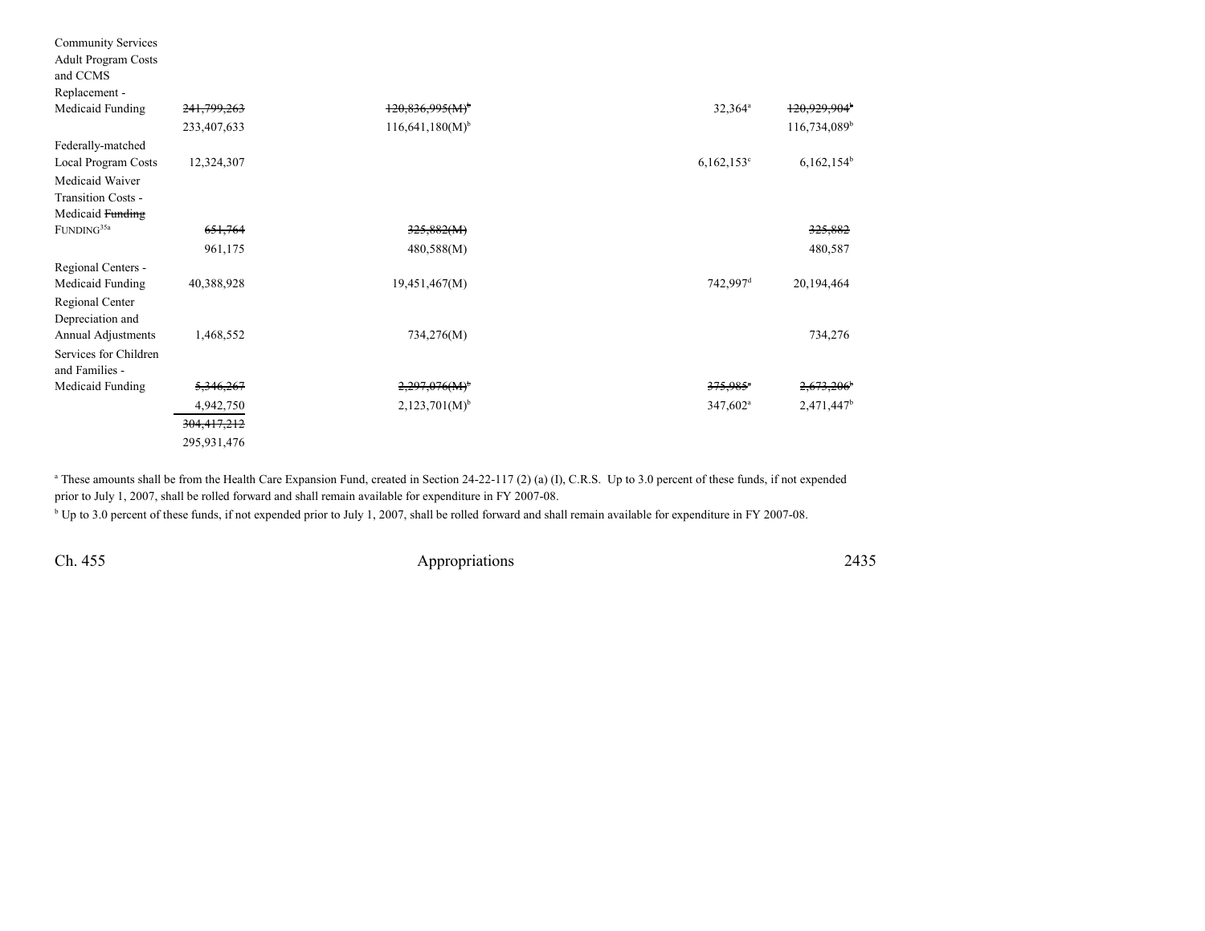| | | | | | |
|---|---|---|---|---|---|
| Community Services Adult Program Costs and CCMS Replacement - Medicaid Funding | ~~241,799,263~~ 233,407,633 | ~~120,836,995(M)[b]~~ 116,641,180(M)[b] | | 32,364[a] | ~~120,929,904[b]~~ 116,734,089[b] |
| Federally-matched Local Program Costs | 12,324,307 | | | 6,162,153[c] | 6,162,154[b] |
| Medicaid Waiver Transition Costs - Medicaid ~~Funding~~ FUNDING[35a] | ~~651,764~~ 961,175 | ~~325,882(M)~~ 480,588(M) | | | ~~325,882~~ 480,587 |
| Regional Centers - Medicaid Funding | 40,388,928 | 19,451,467(M) | | 742,997[d] | 20,194,464 |
| Regional Center Depreciation and Annual Adjustments | 1,468,552 | 734,276(M) | | | 734,276 |
| Services for Children and Families - Medicaid Funding | ~~5,346,267~~ 4,942,750 | ~~2,297,076(M)[b]~~ 2,123,701(M)[b] | | ~~375,985[a]~~ 347,602[a] | ~~2,673,206[b]~~ 2,471,447[b] |
| | ~~304,417,212~~ 295,931,476 | | | | |

[a] These amounts shall be from the Health Care Expansion Fund, created in Section 24-22-117 (2) (a) (I), C.R.S. Up to 3.0 percent of these funds, if not expended prior to July 1, 2007, shall be rolled forward and shall remain available for expenditure in FY 2007-08.

[b] Up to 3.0 percent of these funds, if not expended prior to July 1, 2007, shall be rolled forward and shall remain available for expenditure in FY 2007-08.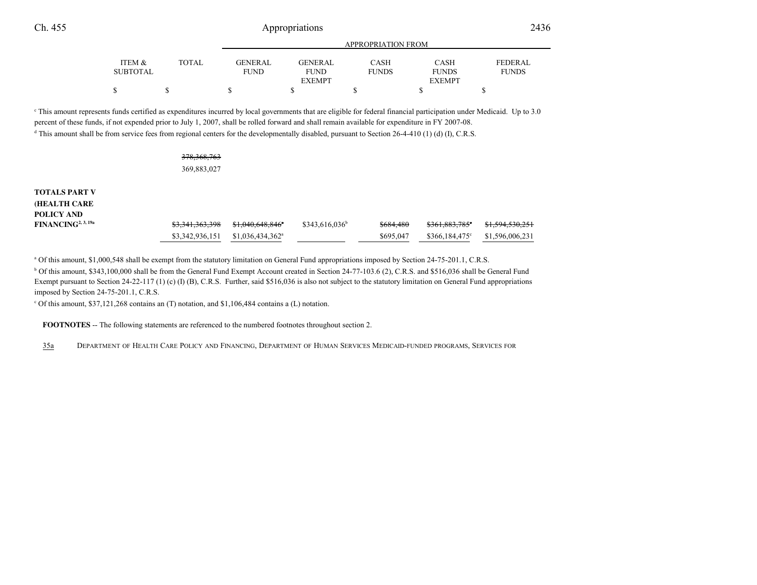| ITEM & SUBTOTAL | TOTAL | APPROPRIATION FROM GENERAL FUND | GENERAL FUND EXEMPT | CASH FUNDS | CASH FUNDS EXEMPT | FEDERAL FUNDS |
|---|---|---|---|---|---|---|
| $ | $ | $ | $ | $ | $ | $ |

[c] This amount represents funds certified as expenditures incurred by local governments that are eligible for federal financial participation under Medicaid. Up to 3.0 percent of these funds, if not expended prior to July 1, 2007, shall be rolled forward and shall remain available for expenditure in FY 2007-08.

[d] This amount shall be from service fees from regional centers for the developmentally disabled, pursuant to Section 26-4-410 (1) (d) (I), C.R.S.

| | ITEM & SUBTOTAL | TOTAL | GENERAL FUND | GENERAL FUND EXEMPT | CASH FUNDS | CASH FUNDS EXEMPT | FEDERAL FUNDS |
|---|---|---|---|---|---|---|---|
| | | ~~378,368,763~~ 369,883,027 | | | | | |
| **TOTALS PART V (HEALTH CARE POLICY AND FINANCING[2, 3, 19a]** | | ~~$3,341,363,398~~ $3,342,936,151 | ~~$1,040,648,846[a]~~ $1,036,434,362[a] | $343,616,036[b] | ~~$684,480~~ $695,047 | ~~$361,883,785[c]~~ $366,184,475[c] | ~~$1,594,530,251~~ $1,596,006,231 |

[a] Of this amount, $1,000,548 shall be exempt from the statutory limitation on General Fund appropriations imposed by Section 24-75-201.1, C.R.S.

[b] Of this amount, $343,100,000 shall be from the General Fund Exempt Account created in Section 24-77-103.6 (2), C.R.S. and $516,036 shall be General Fund Exempt pursuant to Section 24-22-117 (1) (c) (I) (B), C.R.S. Further, said $516,036 is also not subject to the statutory limitation on General Fund appropriations imposed by Section 24-75-201.1, C.R.S.

[c] Of this amount, $37,121,268 contains an (T) notation, and $1,106,484 contains a (L) notation.

**FOOTNOTES** -- The following statements are referenced to the numbered footnotes throughout section 2.

35a DEPARTMENT OF HEALTH CARE POLICY AND FINANCING, DEPARTMENT OF HUMAN SERVICES MEDICAID-FUNDED PROGRAMS, SERVICES FOR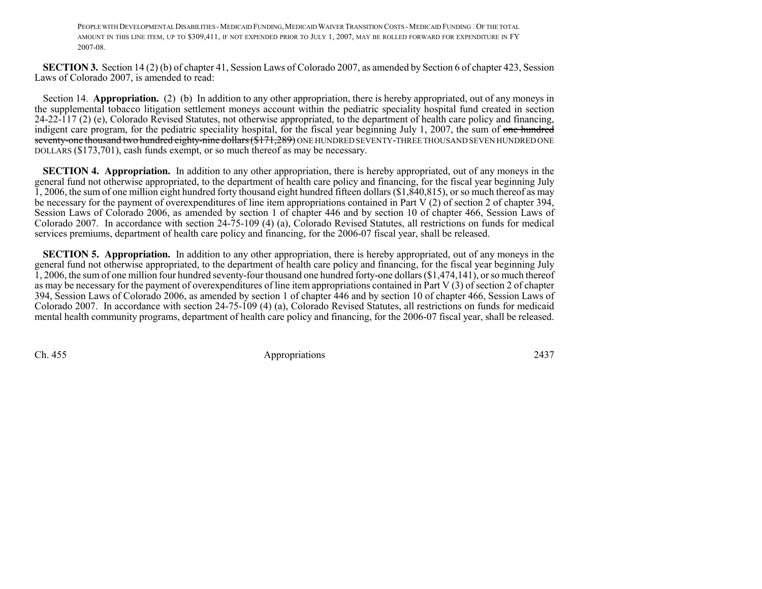PEOPLE WITH DEVELOPMENTAL DISABILITIES - MEDICAID FUNDING, MEDICAID WAIVER TRANSITION COSTS - MEDICAID FUNDING OF THE TOTAL AMOUNT IN THIS LINE ITEM, UP TO $309,411, IF NOT EXPENDED PRIOR TO JULY 1, 2007, MAY BE ROLLED FORWARD FOR EXPENDITURE IN FY 2007-08.

**SECTION 3.** Section 14 (2) (b) of chapter 41, Session Laws of Colorado 2007, as amended by Section 6 of chapter 423, Session Laws of Colorado 2007, is amended to read:

Section 14. **Appropriation.** (2) (b) In addition to any other appropriation, there is hereby appropriated, out of any moneys in the supplemental tobacco litigation settlement moneys account within the pediatric speciality hospital fund created in section 24-22-117 (2) (e), Colorado Revised Statutes, not otherwise appropriated, to the department of health care policy and financing, indigent care program, for the pediatric speciality hospital, for the fiscal year beginning July 1, 2007, the sum of ~~one hundred seventy-one thousand two hundred eighty-nine dollars ($171,289)~~ ONE HUNDRED SEVENTY-THREE THOUSAND SEVEN HUNDRED ONE DOLLARS ($173,701), cash funds exempt, or so much thereof as may be necessary.

**SECTION 4. Appropriation.** In addition to any other appropriation, there is hereby appropriated, out of any moneys in the general fund not otherwise appropriated, to the department of health care policy and financing, for the fiscal year beginning July 1, 2006, the sum of one million eight hundred forty thousand eight hundred fifteen dollars ($1,840,815), or so much thereof as may be necessary for the payment of overexpenditures of line item appropriations contained in Part V (2) of section 2 of chapter 394, Session Laws of Colorado 2006, as amended by section 1 of chapter 446 and by section 10 of chapter 466, Session Laws of Colorado 2007. In accordance with section 24-75-109 (4) (a), Colorado Revised Statutes, all restrictions on funds for medical services premiums, department of health care policy and financing, for the 2006-07 fiscal year, shall be released.

**SECTION 5. Appropriation.** In addition to any other appropriation, there is hereby appropriated, out of any moneys in the general fund not otherwise appropriated, to the department of health care policy and financing, for the fiscal year beginning July 1, 2006, the sum of one million four hundred seventy-four thousand one hundred forty-one dollars ($1,474,141), or so much thereof as may be necessary for the payment of overexpenditures of line item appropriations contained in Part V (3) of section 2 of chapter 394, Session Laws of Colorado 2006, as amended by section 1 of chapter 446 and by section 10 of chapter 466, Session Laws of Colorado 2007. In accordance with section 24-75-109 (4) (a), Colorado Revised Statutes, all restrictions on funds for medicaid mental health community programs, department of health care policy and financing, for the 2006-07 fiscal year, shall be released.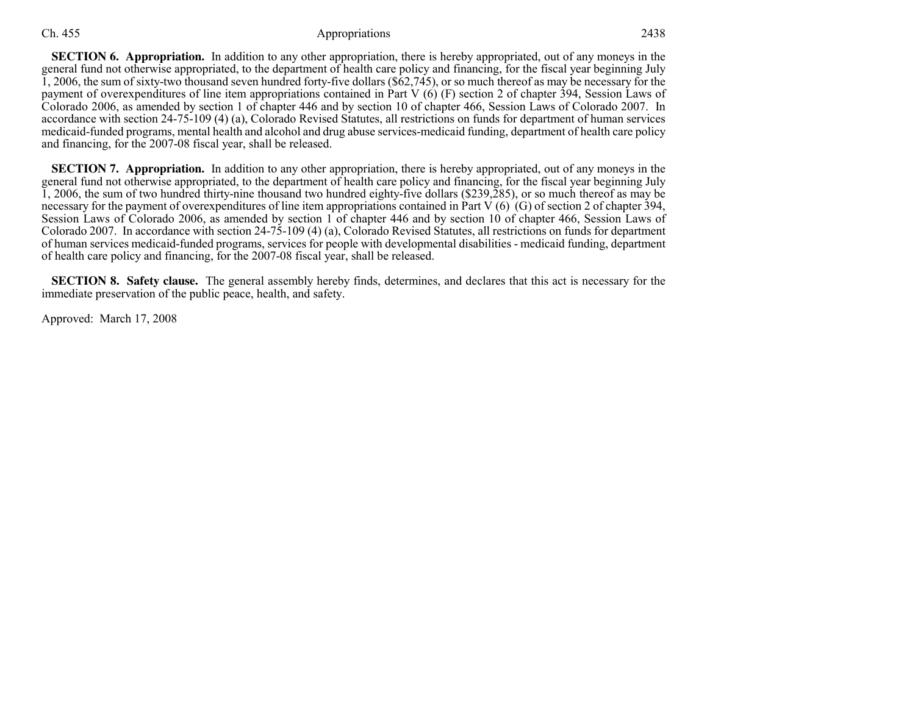**SECTION 6. Appropriation.** In addition to any other appropriation, there is hereby appropriated, out of any moneys in the general fund not otherwise appropriated, to the department of health care policy and financing, for the fiscal year beginning July 1, 2006, the sum of sixty-two thousand seven hundred forty-five dollars ($62,745), or so much thereof as may be necessary for the payment of overexpenditures of line item appropriations contained in Part V (6) (F) section 2 of chapter 394, Session Laws of Colorado 2006, as amended by section 1 of chapter 446 and by section 10 of chapter 466, Session Laws of Colorado 2007. In accordance with section 24-75-109 (4) (a), Colorado Revised Statutes, all restrictions on funds for department of human services medicaid-funded programs, mental health and alcohol and drug abuse services-medicaid funding, department of health care policy and financing, for the 2007-08 fiscal year, shall be released.

**SECTION 7. Appropriation.** In addition to any other appropriation, there is hereby appropriated, out of any moneys in the general fund not otherwise appropriated, to the department of health care policy and financing, for the fiscal year beginning July 1, 2006, the sum of two hundred thirty-nine thousand two hundred eighty-five dollars ($239,285), or so much thereof as may be necessary for the payment of overexpenditures of line item appropriations contained in Part V (6) (G) of section 2 of chapter 394, Session Laws of Colorado 2006, as amended by section 1 of chapter 446 and by section 10 of chapter 466, Session Laws of Colorado 2007. In accordance with section 24-75-109 (4) (a), Colorado Revised Statutes, all restrictions on funds for department of human services medicaid-funded programs, services for people with developmental disabilities - medicaid funding, department of health care policy and financing, for the 2007-08 fiscal year, shall be released.

**SECTION 8. Safety clause.** The general assembly hereby finds, determines, and declares that this act is necessary for the immediate preservation of the public peace, health, and safety.

Approved: March 17, 2008